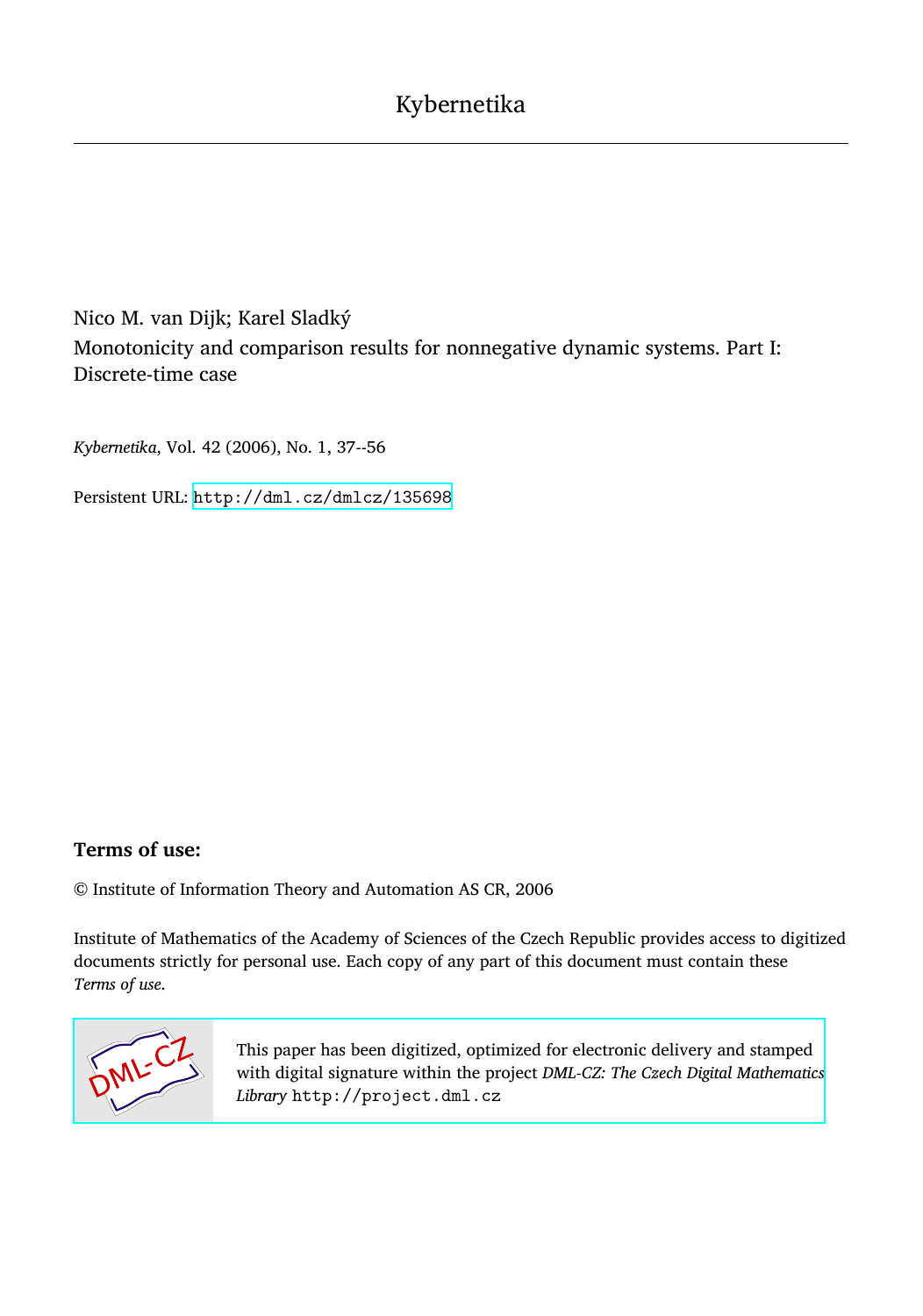# Kybernetika

Nico M. van Dijk; Karel Sladký

Monotonicity and comparison results for nonnegative dynamic systems. Part I: Discrete-time case

*Kybernetika*, Vol. 42 (2006), No. 1, 37--56

Persistent URL: http://dml.cz/dmlcz/135698

## Terms of use:

© Institute of Information Theory and Automation AS CR, 2006

Institute of Mathematics of the Academy of Sciences of the Czech Republic provides access to digitized documents strictly for personal use. Each copy of any part of this document must contain these *Terms of use*.

This paper has been digitized, optimized for electronic delivery and stamped with digital signature within the project *DML-CZ: The Czech Digital Mathematics Library* http://project.dml.cz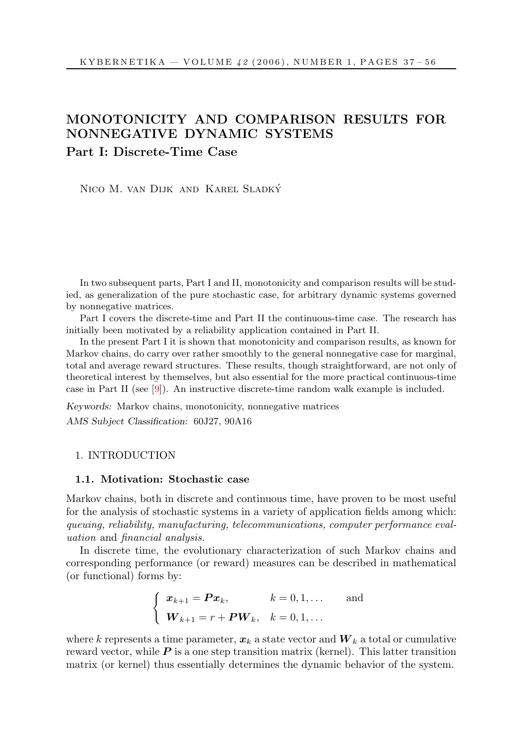# MONOTONICITY AND COMPARISON RESULTS FOR NONNEGATIVE DYNAMIC SYSTEMS

## Part I: Discrete-Time Case

Nico M. van Dijk and Karel Sladký

In two subsequent parts, Part I and II, monotonicity and comparison results will be studied, as generalization of the pure stochastic case, for arbitrary dynamic systems governed by nonnegative matrices.

Part I covers the discrete-time and Part II the continuous-time case. The research has initially been motivated by a reliability application contained in Part II.

In the present Part I it is shown that monotonicity and comparison results, as known for Markov chains, do carry over rather smoothly to the general nonnegative case for marginal, total and average reward structures. These results, though straightforward, are not only of theoretical interest by themselves, but also essential for the more practical continuous-time case in Part II (see [9]). An instructive discrete-time random walk example is included.

*Keywords:* Markov chains, monotonicity, nonnegative matrices

*AMS Subject Classification:* 60J27, 90A16

## 1. INTRODUCTION

### 1.1. Motivation: Stochastic case

Markov chains, both in discrete and continuous time, have proven to be most useful for the analysis of stochastic systems in a variety of application fields among which: *queuing, reliability, manufacturing, telecommunications, computer performance evaluation* and *financial analysis.*

In discrete time, the evolutionary characterization of such Markov chains and corresponding performance (or reward) measures can be described in mathematical (or functional) forms by:

$$\begin{cases} \boldsymbol{x}_{k+1} = \boldsymbol{P}\boldsymbol{x}_k, & k = 0, 1, \ldots \qquad \text{and} \\ \boldsymbol{W}_{k+1} = r + \boldsymbol{P}\boldsymbol{W}_k, & k = 0, 1, \ldots \end{cases}$$

where $k$ represents a time parameter, $\boldsymbol{x}_k$ a state vector and $\boldsymbol{W}_k$ a total or cumulative reward vector, while $\boldsymbol{P}$ is a one step transition matrix (kernel). This latter transition matrix (or kernel) thus essentially determines the dynamic behavior of the system.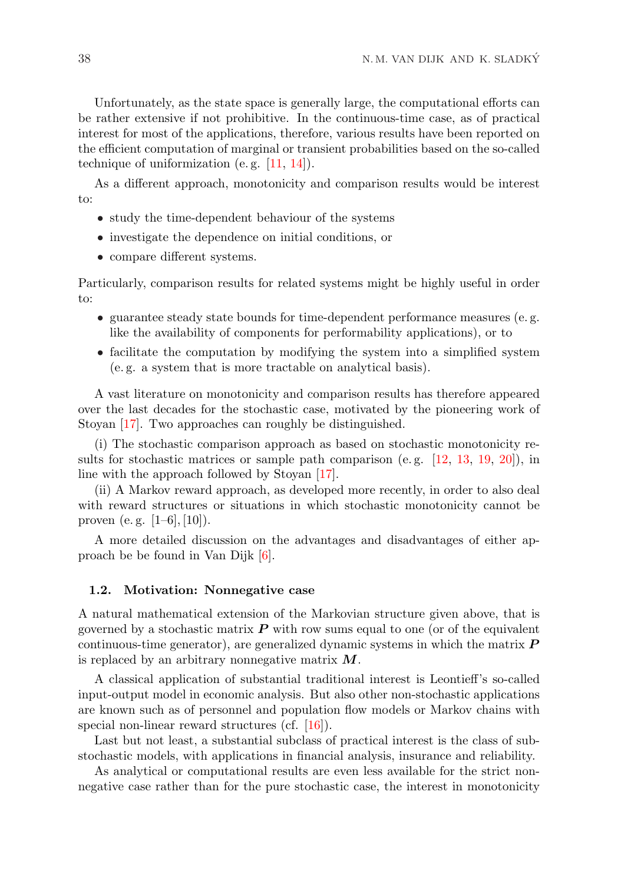Unfortunately, as the state space is generally large, the computational efforts can be rather extensive if not prohibitive. In the continuous-time case, as of practical interest for most of the applications, therefore, various results have been reported on the efficient computation of marginal or transient probabilities based on the so-called technique of uniformization (e. g. [11, 14]).

As a different approach, monotonicity and comparison results would be interest to:

- study the time-dependent behaviour of the systems
- investigate the dependence on initial conditions, or
- compare different systems.

Particularly, comparison results for related systems might be highly useful in order to:

- guarantee steady state bounds for time-dependent performance measures (e. g. like the availability of components for performability applications), or to
- facilitate the computation by modifying the system into a simplified system (e. g. a system that is more tractable on analytical basis).

A vast literature on monotonicity and comparison results has therefore appeared over the last decades for the stochastic case, motivated by the pioneering work of Stoyan [17]. Two approaches can roughly be distinguished.

(i) The stochastic comparison approach as based on stochastic monotonicity results for stochastic matrices or sample path comparison (e. g. [12, 13, 19, 20]), in line with the approach followed by Stoyan [17].

(ii) A Markov reward approach, as developed more recently, in order to also deal with reward structures or situations in which stochastic monotonicity cannot be proven (e. g. [1–6], [10]).

A more detailed discussion on the advantages and disadvantages of either approach be be found in Van Dijk [6].

### 1.2. Motivation: Nonnegative case

A natural mathematical extension of the Markovian structure given above, that is governed by a stochastic matrix $\boldsymbol{P}$ with row sums equal to one (or of the equivalent continuous-time generator), are generalized dynamic systems in which the matrix $\boldsymbol{P}$ is replaced by an arbitrary nonnegative matrix $\boldsymbol{M}$.

A classical application of substantial traditional interest is Leontieff's so-called input-output model in economic analysis. But also other non-stochastic applications are known such as of personnel and population flow models or Markov chains with special non-linear reward structures (cf. [16]).

Last but not least, a substantial subclass of practical interest is the class of substochastic models, with applications in financial analysis, insurance and reliability.

As analytical or computational results are even less available for the strict nonnegative case rather than for the pure stochastic case, the interest in monotonicity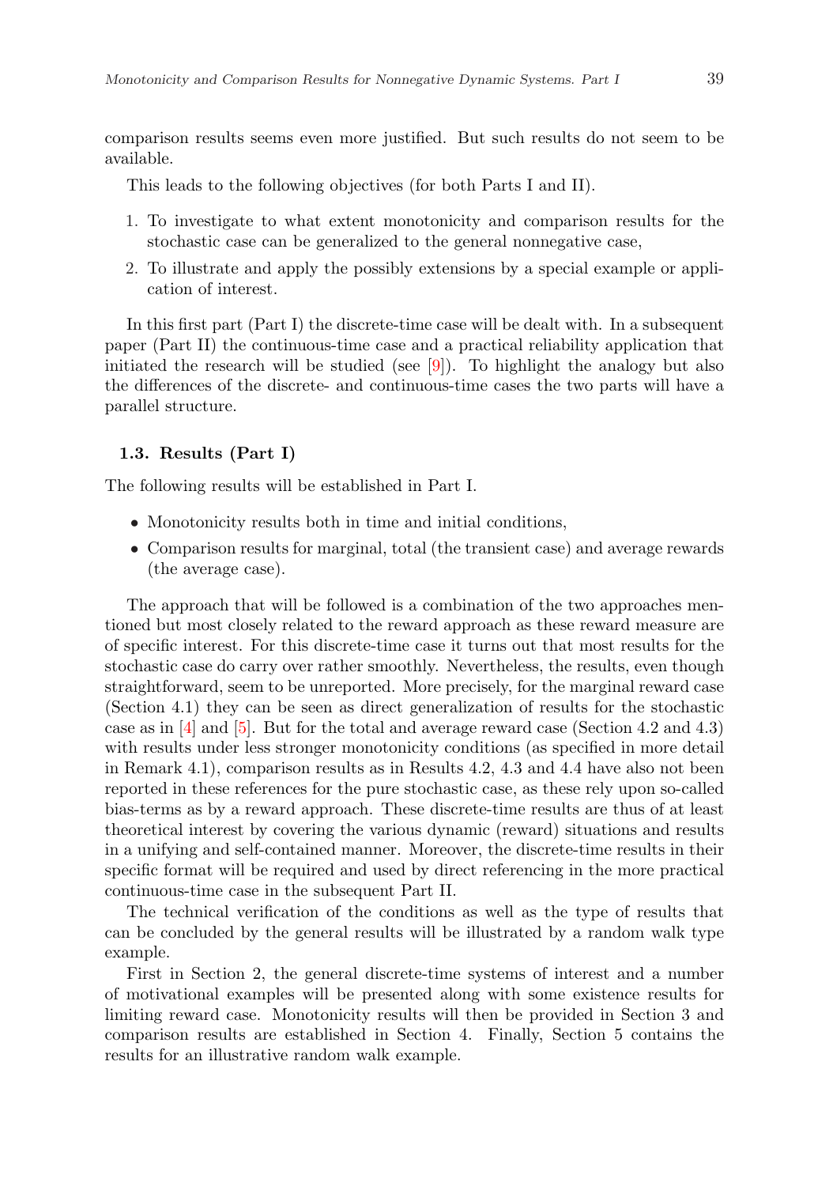comparison results seems even more justified. But such results do not seem to be available.

This leads to the following objectives (for both Parts I and II).

1. To investigate to what extent monotonicity and comparison results for the stochastic case can be generalized to the general nonnegative case,
2. To illustrate and apply the possibly extensions by a special example or application of interest.

In this first part (Part I) the discrete-time case will be dealt with. In a subsequent paper (Part II) the continuous-time case and a practical reliability application that initiated the research will be studied (see [9]). To highlight the analogy but also the differences of the discrete- and continuous-time cases the two parts will have a parallel structure.

### 1.3. Results (Part I)

The following results will be established in Part I.

- Monotonicity results both in time and initial conditions,
- Comparison results for marginal, total (the transient case) and average rewards (the average case).

The approach that will be followed is a combination of the two approaches mentioned but most closely related to the reward approach as these reward measure are of specific interest. For this discrete-time case it turns out that most results for the stochastic case do carry over rather smoothly. Nevertheless, the results, even though straightforward, seem to be unreported. More precisely, for the marginal reward case (Section 4.1) they can be seen as direct generalization of results for the stochastic case as in [4] and [5]. But for the total and average reward case (Section 4.2 and 4.3) with results under less stronger monotonicity conditions (as specified in more detail in Remark 4.1), comparison results as in Results 4.2, 4.3 and 4.4 have also not been reported in these references for the pure stochastic case, as these rely upon so-called bias-terms as by a reward approach. These discrete-time results are thus of at least theoretical interest by covering the various dynamic (reward) situations and results in a unifying and self-contained manner. Moreover, the discrete-time results in their specific format will be required and used by direct referencing in the more practical continuous-time case in the subsequent Part II.

The technical verification of the conditions as well as the type of results that can be concluded by the general results will be illustrated by a random walk type example.

First in Section 2, the general discrete-time systems of interest and a number of motivational examples will be presented along with some existence results for limiting reward case. Monotonicity results will then be provided in Section 3 and comparison results are established in Section 4. Finally, Section 5 contains the results for an illustrative random walk example.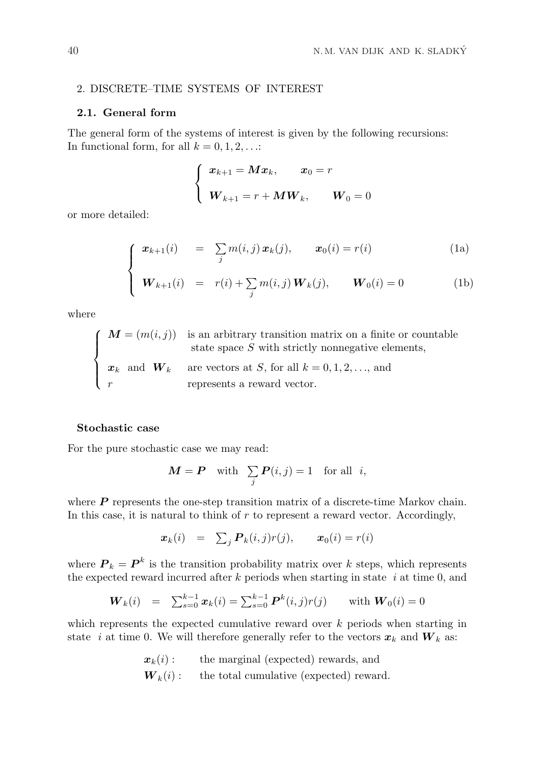## 2. DISCRETE–TIME SYSTEMS OF INTEREST

### 2.1. General form

The general form of the systems of interest is given by the following recursions:
In functional form, for all $k = 0, 1, 2, \ldots$:

$$\begin{cases} \boldsymbol{x}_{k+1} = \boldsymbol{M}\boldsymbol{x}_k, & \boldsymbol{x}_0 = r \\ \boldsymbol{W}_{k+1} = r + \boldsymbol{M}\boldsymbol{W}_k, & \boldsymbol{W}_0 = 0 \end{cases}$$

or more detailed:

$$\begin{cases} \boldsymbol{x}_{k+1}(i) = \sum_j m(i,j)\, \boldsymbol{x}_k(j), \qquad \boldsymbol{x}_0(i) = r(i) & \text{(1a)} \\ \boldsymbol{W}_{k+1}(i) = r(i) + \sum_j m(i,j)\, \boldsymbol{W}_k(j), \qquad \boldsymbol{W}_0(i) = 0 & \text{(1b)} \end{cases}$$

where

$$\begin{cases} \boldsymbol{M} = (m(i,j)) & \text{is an arbitrary transition matrix on a finite or countable state space } S \text{ with strictly nonnegative elements,} \\ \boldsymbol{x}_k \ \text{ and } \ \boldsymbol{W}_k & \text{are vectors at } S, \text{ for all } k = 0, 1, 2, \ldots, \text{ and} \\ r & \text{represents a reward vector.} \end{cases}$$

**Stochastic case**

For the pure stochastic case we may read:

$$\boldsymbol{M} = \boldsymbol{P} \quad \text{with} \quad \sum_j \boldsymbol{P}(i,j) = 1 \quad \text{for all} \quad i,$$

where $\boldsymbol{P}$ represents the one-step transition matrix of a discrete-time Markov chain. In this case, it is natural to think of $r$ to represent a reward vector. Accordingly,

$$\boldsymbol{x}_k(i) \;=\; \textstyle\sum_j \boldsymbol{P}_k(i,j) r(j), \qquad \boldsymbol{x}_0(i) = r(i)$$

where $\boldsymbol{P}_k = \boldsymbol{P}^k$ is the transition probability matrix over $k$ steps, which represents the expected reward incurred after $k$ periods when starting in state $i$ at time 0, and

$$\boldsymbol{W}_k(i) \;=\; \textstyle\sum_{s=0}^{k-1} \boldsymbol{x}_k(i) = \sum_{s=0}^{k-1} \boldsymbol{P}^k(i,j) r(j) \qquad \text{with } \boldsymbol{W}_0(i) = 0$$

which represents the expected cumulative reward over $k$ periods when starting in state $i$ at time 0. We will therefore generally refer to the vectors $\boldsymbol{x}_k$ and $\boldsymbol{W}_k$ as:

$\boldsymbol{x}_k(i)$ : the marginal (expected) rewards, and
$\boldsymbol{W}_k(i)$ : the total cumulative (expected) reward.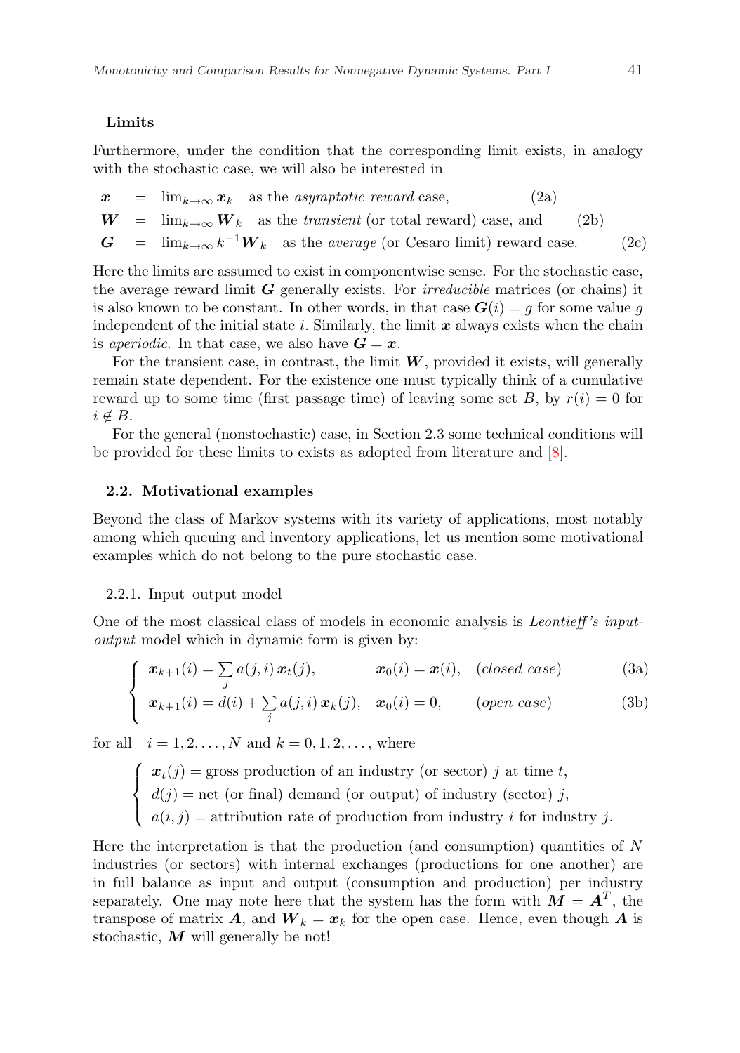**Limits**

Furthermore, under the condition that the corresponding limit exists, in analogy with the stochastic case, we will also be interested in

$$\boldsymbol{x} = \lim_{k\to\infty} \boldsymbol{x}_k \quad \text{as the } \textit{asymptotic reward} \text{ case,} \tag{2a}$$

$$\boldsymbol{W} = \lim_{k\to\infty} \boldsymbol{W}_k \quad \text{as the } \textit{transient} \text{ (or total reward) case, and} \tag{2b}$$

$$\boldsymbol{G} = \lim_{k\to\infty} k^{-1}\boldsymbol{W}_k \quad \text{as the } \textit{average} \text{ (or Cesaro limit) reward case.} \tag{2c}$$

Here the limits are assumed to exist in componentwise sense. For the stochastic case, the average reward limit $\boldsymbol{G}$ generally exists. For *irreducible* matrices (or chains) it is also known to be constant. In other words, in that case $\boldsymbol{G}(i) = g$ for some value $g$ independent of the initial state $i$. Similarly, the limit $\boldsymbol{x}$ always exists when the chain is *aperiodic*. In that case, we also have $\boldsymbol{G} = \boldsymbol{x}$.

For the transient case, in contrast, the limit $\boldsymbol{W}$, provided it exists, will generally remain state dependent. For the existence one must typically think of a cumulative reward up to some time (first passage time) of leaving some set $B$, by $r(i) = 0$ for $i \notin B$.

For the general (nonstochastic) case, in Section 2.3 some technical conditions will be provided for these limits to exists as adopted from literature and [8].

## 2.2. Motivational examples

Beyond the class of Markov systems with its variety of applications, most notably among which queuing and inventory applications, let us mention some motivational examples which do not belong to the pure stochastic case.

### 2.2.1. Input–output model

One of the most classical class of models in economic analysis is *Leontieff's input-output* model which in dynamic form is given by:

$$\begin{cases} \boldsymbol{x}_{k+1}(i) = \sum_j a(j,i)\,\boldsymbol{x}_t(j), & \boldsymbol{x}_0(i) = \boldsymbol{x}(i), \quad (\textit{closed case}) \quad (3a) \\ \boldsymbol{x}_{k+1}(i) = d(i) + \sum_j a(j,i)\,\boldsymbol{x}_k(j), & \boldsymbol{x}_0(i) = 0, \quad (\textit{open case}) \quad (3b) \end{cases}$$

for all $i = 1, 2, \ldots, N$ and $k = 0, 1, 2, \ldots,$ where

$$\begin{cases} \boldsymbol{x}_t(j) = \text{gross production of an industry (or sector) } j \text{ at time } t, \\ d(j) = \text{net (or final) demand (or output) of industry (sector) } j, \\ a(i,j) = \text{attribution rate of production from industry } i \text{ for industry } j. \end{cases}$$

Here the interpretation is that the production (and consumption) quantities of $N$ industries (or sectors) with internal exchanges (productions for one another) are in full balance as input and output (consumption and production) per industry separately. One may note here that the system has the form with $\boldsymbol{M} = \boldsymbol{A}^T$, the transpose of matrix $\boldsymbol{A}$, and $\boldsymbol{W}_k = \boldsymbol{x}_k$ for the open case. Hence, even though $\boldsymbol{A}$ is stochastic, $\boldsymbol{M}$ will generally be not!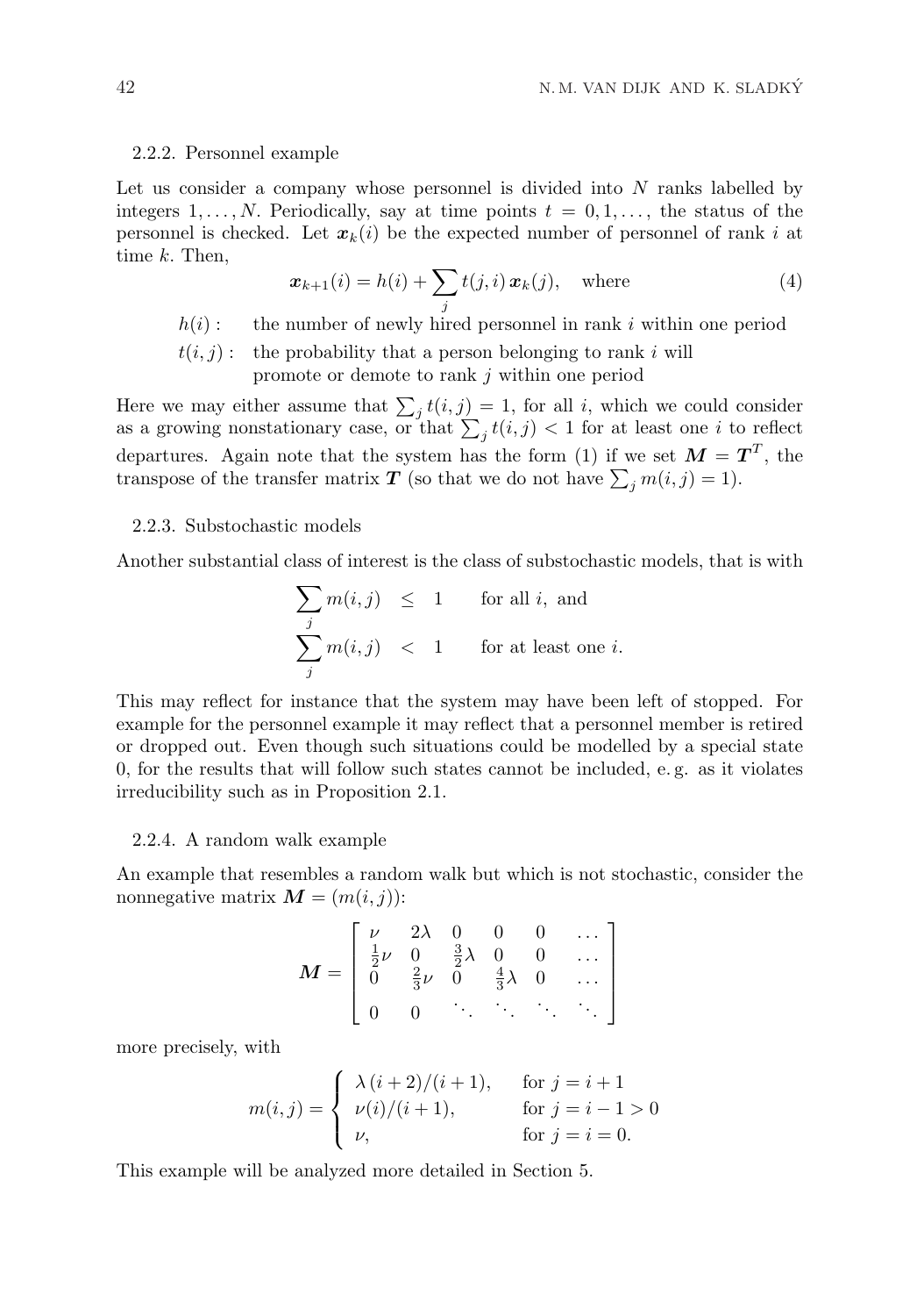### 2.2.2. Personnel example

Let us consider a company whose personnel is divided into $N$ ranks labelled by integers $1, \ldots, N$. Periodically, say at time points $t = 0, 1, \ldots,$ the status of the personnel is checked. Let $\boldsymbol{x}_k(i)$ be the expected number of personnel of rank $i$ at time $k$. Then,

$$\boldsymbol{x}_{k+1}(i) = h(i) + \sum_j t(j, i)\, \boldsymbol{x}_k(j), \quad \text{where} \tag{4}$$

- $h(i)$ : the number of newly hired personnel in rank $i$ within one period
- $t(i, j)$ : the probability that a person belonging to rank $i$ will promote or demote to rank $j$ within one period

Here we may either assume that $\sum_j t(i, j) = 1$, for all $i$, which we could consider as a growing nonstationary case, or that $\sum_j t(i, j) < 1$ for at least one $i$ to reflect departures. Again note that the system has the form (1) if we set $\boldsymbol{M} = \boldsymbol{T}^T$, the transpose of the transfer matrix $\boldsymbol{T}$ (so that we do not have $\sum_j m(i, j) = 1$).

### 2.2.3. Substochastic models

Another substantial class of interest is the class of substochastic models, that is with

$$\begin{aligned} \sum_j m(i, j) \quad &\leq \quad 1 \qquad \text{for all } i, \text{ and} \\ \sum_j m(i, j) \quad &< \quad 1 \qquad \text{for at least one } i. \end{aligned}$$

This may reflect for instance that the system may have been left of stopped. For example for the personnel example it may reflect that a personnel member is retired or dropped out. Even though such situations could be modelled by a special state 0, for the results that will follow such states cannot be included, e. g. as it violates irreducibility such as in Proposition 2.1.

### 2.2.4. A random walk example

An example that resembles a random walk but which is not stochastic, consider the nonnegative matrix $\boldsymbol{M} = (m(i, j))$:

$$\boldsymbol{M} = \begin{bmatrix} \nu & 2\lambda & 0 & 0 & 0 & \ldots \\ \frac{1}{2}\nu & 0 & \frac{3}{2}\lambda & 0 & 0 & \ldots \\ 0 & \frac{2}{3}\nu & 0 & \frac{4}{3}\lambda & 0 & \ldots \\ 0 & 0 & \ddots & \ddots & \ddots & \ddots \end{bmatrix}$$

more precisely, with

$$m(i, j) = \begin{cases} \lambda\, (i+2)/(i+1), & \text{for } j = i+1 \\ \nu(i)/(i+1), & \text{for } j = i-1 > 0 \\ \nu, & \text{for } j = i = 0. \end{cases}$$

This example will be analyzed more detailed in Section 5.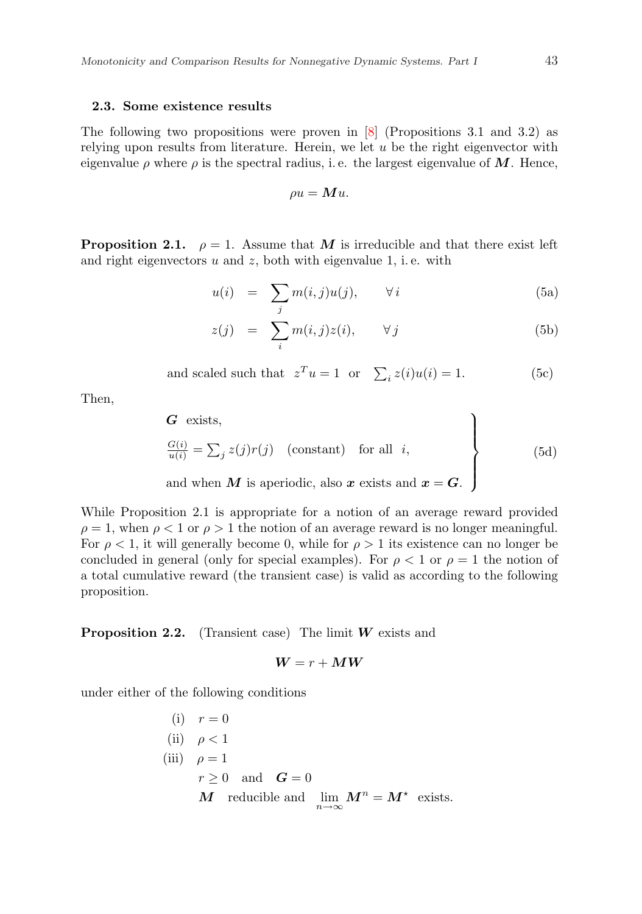### 2.3. Some existence results

The following two propositions were proven in [8] (Propositions 3.1 and 3.2) as relying upon results from literature. Herein, we let $u$ be the right eigenvector with eigenvalue $\rho$ where $\rho$ is the spectral radius, i.e. the largest eigenvalue of $\boldsymbol{M}$. Hence,

$$\rho u = \boldsymbol{M} u.$$

**Proposition 2.1.** $\rho = 1$. Assume that $\boldsymbol{M}$ is irreducible and that there exist left and right eigenvectors $u$ and $z$, both with eigenvalue 1, i.e. with

$$u(i) = \sum_j m(i,j) u(j), \qquad \forall\, i \tag{5a}$$

$$z(j) = \sum_i m(i,j) z(i), \qquad \forall\, j \tag{5b}$$

$$\text{and scaled such that } \; z^T u = 1 \; \text{ or } \; \textstyle\sum_i z(i) u(i) = 1. \tag{5c}$$

Then,

$$\left.\begin{array}{l} \boldsymbol{G} \;\text{ exists,} \\[6pt] \frac{G(i)}{u(i)} = \sum_j z(j) r(j) \quad \text{(constant)} \quad \text{for all } \; i, \\[6pt] \text{and when } \boldsymbol{M} \text{ is aperiodic, also } \boldsymbol{x} \text{ exists and } \boldsymbol{x} = \boldsymbol{G}. \end{array}\right\} \tag{5d}$$

While Proposition 2.1 is appropriate for a notion of an average reward provided $\rho = 1$, when $\rho < 1$ or $\rho > 1$ the notion of an average reward is no longer meaningful. For $\rho < 1$, it will generally become 0, while for $\rho > 1$ its existence can no longer be concluded in general (only for special examples). For $\rho < 1$ or $\rho = 1$ the notion of a total cumulative reward (the transient case) is valid as according to the following proposition.

**Proposition 2.2.** (Transient case) The limit $\boldsymbol{W}$ exists and

$$\boldsymbol{W} = r + \boldsymbol{M}\boldsymbol{W}$$

under either of the following conditions

(i) $r = 0$

(ii) $\rho < 1$

(iii) $\rho = 1$
$r \geq 0$ and $\boldsymbol{G} = 0$
$\boldsymbol{M}$ reducible and $\lim_{n\to\infty} \boldsymbol{M}^n = \boldsymbol{M}^\star$ exists.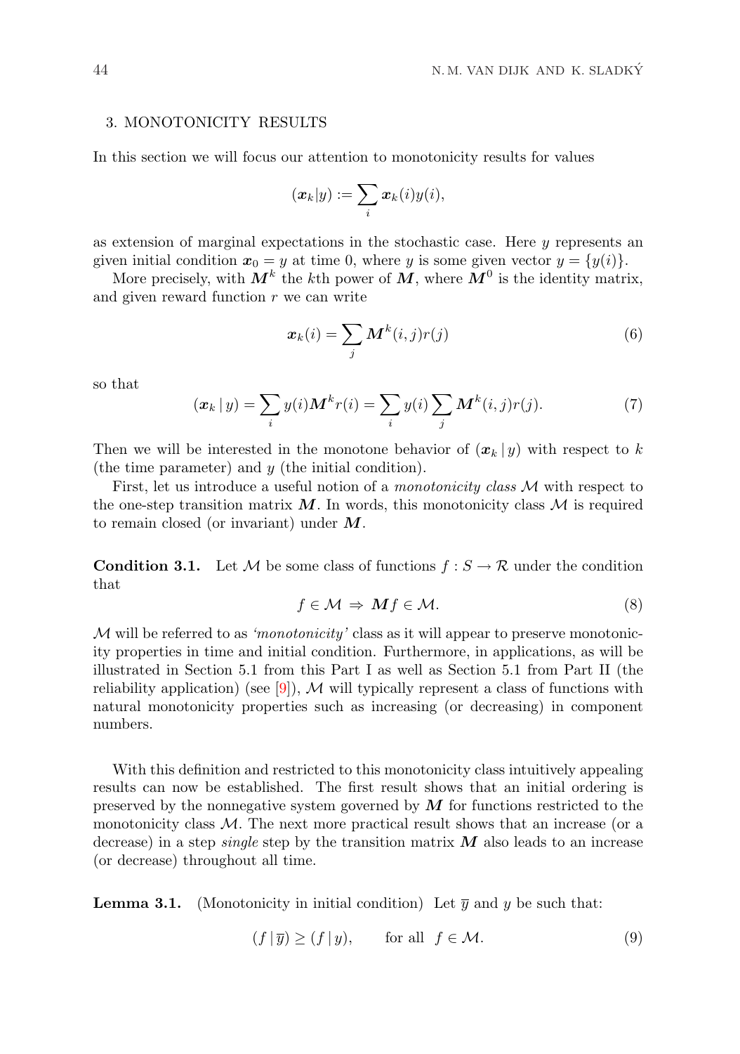## 3. MONOTONICITY RESULTS

In this section we will focus our attention to monotonicity results for values

$$(\boldsymbol{x}_k|y) := \sum_i \boldsymbol{x}_k(i)y(i),$$

as extension of marginal expectations in the stochastic case. Here $y$ represents an given initial condition $\boldsymbol{x}_0 = y$ at time 0, where $y$ is some given vector $y = \{y(i)\}$.

More precisely, with $\boldsymbol{M}^k$ the $k$th power of $\boldsymbol{M}$, where $\boldsymbol{M}^0$ is the identity matrix, and given reward function $r$ we can write

$$\boldsymbol{x}_k(i) = \sum_j \boldsymbol{M}^k(i,j)r(j) \tag{6}$$

so that

$$(\boldsymbol{x}_k \,|\, y) = \sum_i y(i)\boldsymbol{M}^k r(i) = \sum_i y(i) \sum_j \boldsymbol{M}^k(i,j)r(j). \tag{7}$$

Then we will be interested in the monotone behavior of $(\boldsymbol{x}_k \,|\, y)$ with respect to $k$ (the time parameter) and $y$ (the initial condition).

First, let us introduce a useful notion of a *monotonicity class* $\mathcal{M}$ with respect to the one-step transition matrix $\boldsymbol{M}$. In words, this monotonicity class $\mathcal{M}$ is required to remain closed (or invariant) under $\boldsymbol{M}$.

**Condition 3.1.** Let $\mathcal{M}$ be some class of functions $f : S \to \mathcal{R}$ under the condition that

$$f \in \mathcal{M} \;\Rightarrow\; \boldsymbol{M}f \in \mathcal{M}. \tag{8}$$

$\mathcal{M}$ will be referred to as *'monotonicity'* class as it will appear to preserve monotonicity properties in time and initial condition. Furthermore, in applications, as will be illustrated in Section 5.1 from this Part I as well as Section 5.1 from Part II (the reliability application) (see [9]), $\mathcal{M}$ will typically represent a class of functions with natural monotonicity properties such as increasing (or decreasing) in component numbers.

With this definition and restricted to this monotonicity class intuitively appealing results can now be established. The first result shows that an initial ordering is preserved by the nonnegative system governed by $\boldsymbol{M}$ for functions restricted to the monotonicity class $\mathcal{M}$. The next more practical result shows that an increase (or a decrease) in a step *single* step by the transition matrix $\boldsymbol{M}$ also leads to an increase (or decrease) throughout all time.

**Lemma 3.1.** (Monotonicity in initial condition) Let $\overline{y}$ and $y$ be such that:

$$(f \,|\, \overline{y}) \geq (f \,|\, y), \qquad \text{for all } \; f \in \mathcal{M}. \tag{9}$$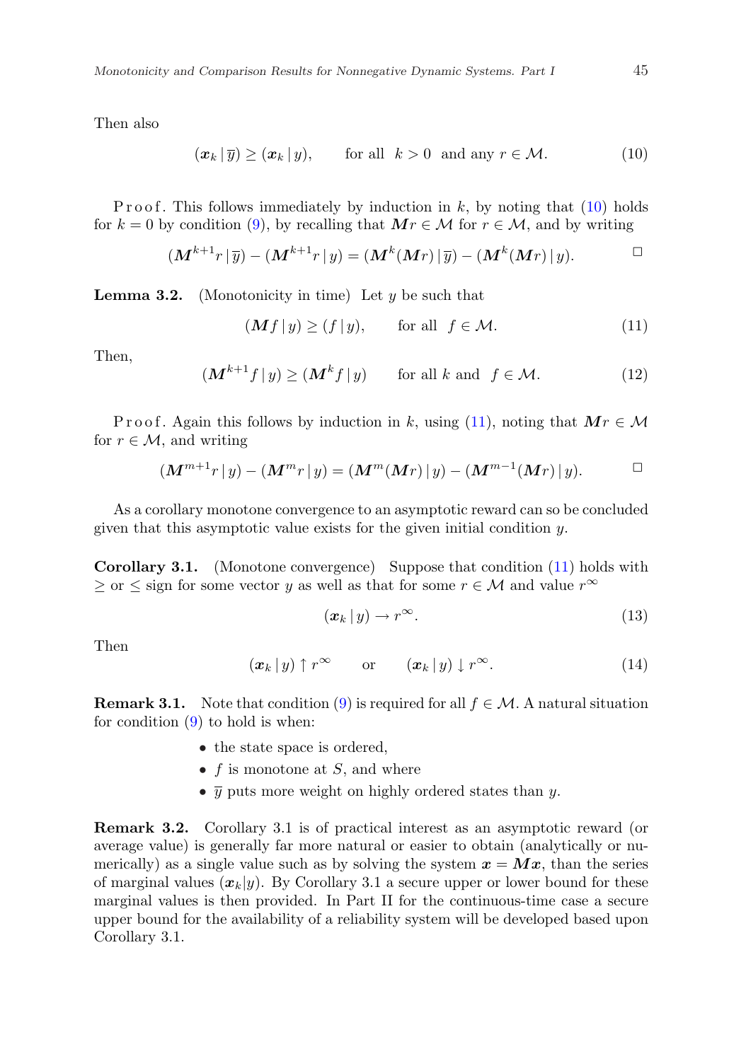Then also

$$(\boldsymbol{x}_k \,|\, \overline{y}) \geq (\boldsymbol{x}_k \,|\, y), \qquad \text{for all } \; k > 0 \; \text{ and any } r \in \mathcal{M}. \tag{10}$$

P r o o f. This follows immediately by induction in $k$, by noting that (10) holds for $k = 0$ by condition (9), by recalling that $\boldsymbol{M}r \in \mathcal{M}$ for $r \in \mathcal{M}$, and by writing

$$(\boldsymbol{M}^{k+1}r \,|\, \overline{y}) - (\boldsymbol{M}^{k+1}r \,|\, y) = (\boldsymbol{M}^k(\boldsymbol{M}r) \,|\, \overline{y}) - (\boldsymbol{M}^k(\boldsymbol{M}r) \,|\, y). \qquad \square$$

**Lemma 3.2.** (Monotonicity in time) Let $y$ be such that

$$(\boldsymbol{M}f \,|\, y) \geq (f \,|\, y), \qquad \text{for all } \; f \in \mathcal{M}. \tag{11}$$

Then,

$$(\boldsymbol{M}^{k+1}f \,|\, y) \geq (\boldsymbol{M}^k f \,|\, y) \qquad \text{for all } k \text{ and } \; f \in \mathcal{M}. \tag{12}$$

P r o o f. Again this follows by induction in $k$, using (11), noting that $\boldsymbol{M}r \in \mathcal{M}$ for $r \in \mathcal{M}$, and writing

$$(\boldsymbol{M}^{m+1}r \,|\, y) - (\boldsymbol{M}^m r \,|\, y) = (\boldsymbol{M}^m(\boldsymbol{M}r) \,|\, y) - (\boldsymbol{M}^{m-1}(\boldsymbol{M}r) \,|\, y). \qquad \square$$

As a corollary monotone convergence to an asymptotic reward can so be concluded given that this asymptotic value exists for the given initial condition $y$.

**Corollary 3.1.** (Monotone convergence) Suppose that condition (11) holds with $\geq$ or $\leq$ sign for some vector $y$ as well as that for some $r \in \mathcal{M}$ and value $r^\infty$

$$(\boldsymbol{x}_k \,|\, y) \rightarrow r^\infty. \tag{13}$$

Then

$$(\boldsymbol{x}_k \,|\, y) \uparrow r^\infty \qquad \text{or} \qquad (\boldsymbol{x}_k \,|\, y) \downarrow r^\infty. \tag{14}$$

**Remark 3.1.** Note that condition (9) is required for all $f \in \mathcal{M}$. A natural situation for condition (9) to hold is when:

- the state space is ordered,
- $f$ is monotone at $S$, and where
- $\overline{y}$ puts more weight on highly ordered states than $y$.

**Remark 3.2.** Corollary 3.1 is of practical interest as an asymptotic reward (or average value) is generally far more natural or easier to obtain (analytically or numerically) as a single value such as by solving the system $\boldsymbol{x} = \boldsymbol{M}\boldsymbol{x}$, than the series of marginal values $(\boldsymbol{x}_k|y)$. By Corollary 3.1 a secure upper or lower bound for these marginal values is then provided. In Part II for the continuous-time case a secure upper bound for the availability of a reliability system will be developed based upon Corollary 3.1.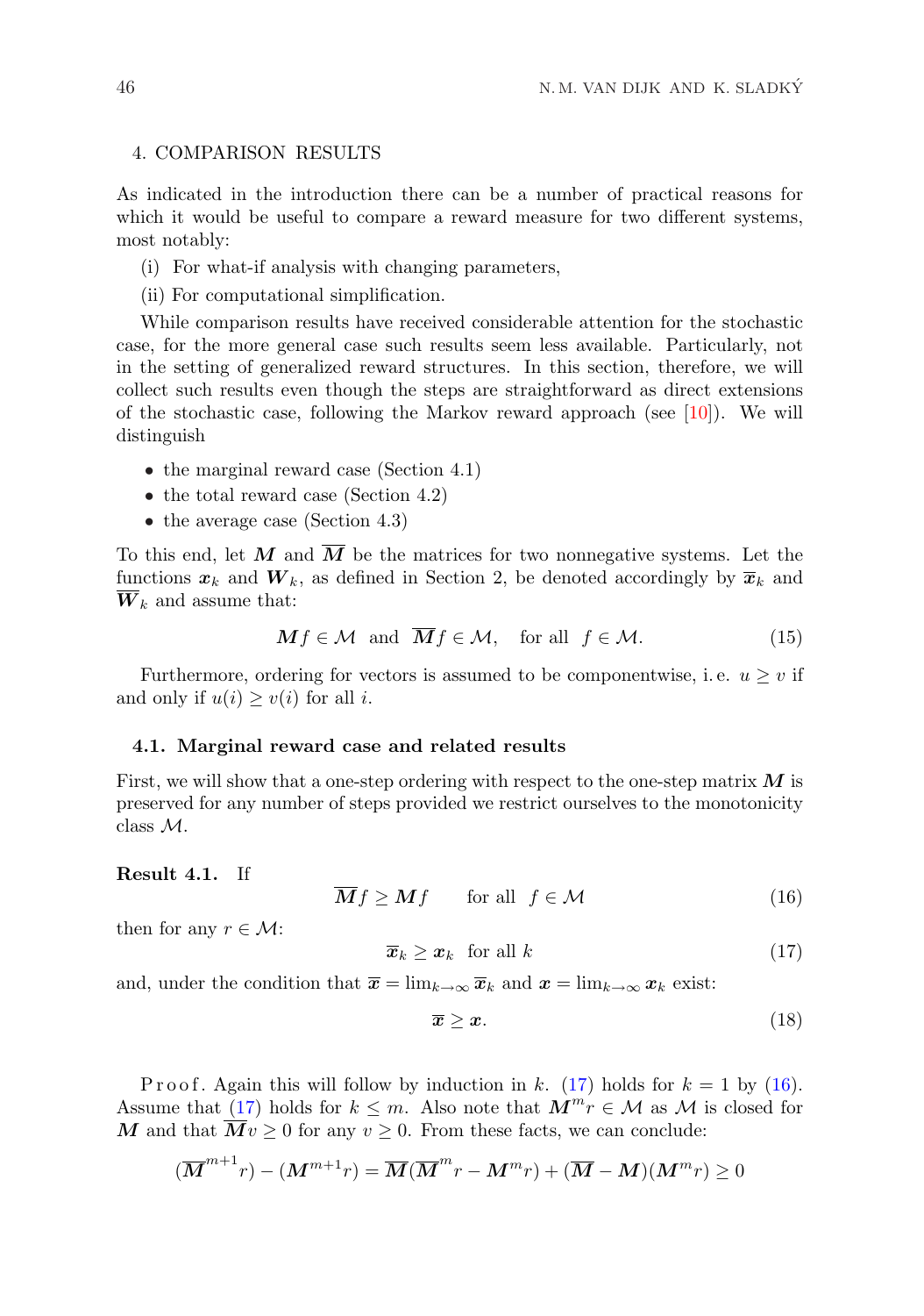## 4. COMPARISON RESULTS

As indicated in the introduction there can be a number of practical reasons for which it would be useful to compare a reward measure for two different systems, most notably:

(i) For what-if analysis with changing parameters,

(ii) For computational simplification.

While comparison results have received considerable attention for the stochastic case, for the more general case such results seem less available. Particularly, not in the setting of generalized reward structures. In this section, therefore, we will collect such results even though the steps are straightforward as direct extensions of the stochastic case, following the Markov reward approach (see [10]). We will distinguish

- the marginal reward case (Section 4.1)
- the total reward case (Section 4.2)
- the average case (Section 4.3)

To this end, let $\boldsymbol{M}$ and $\overline{\boldsymbol{M}}$ be the matrices for two nonnegative systems. Let the functions $\boldsymbol{x}_k$ and $\boldsymbol{W}_k$, as defined in Section 2, be denoted accordingly by $\overline{\boldsymbol{x}}_k$ and $\overline{\boldsymbol{W}}_k$ and assume that:

$$\boldsymbol{M}f \in \mathcal{M} \quad \text{and} \quad \overline{\boldsymbol{M}}f \in \mathcal{M}, \quad \text{for all} \quad f \in \mathcal{M}. \tag{15}$$

Furthermore, ordering for vectors is assumed to be componentwise, i.e. $u \geq v$ if and only if $u(i) \geq v(i)$ for all $i$.

### 4.1. Marginal reward case and related results

First, we will show that a one-step ordering with respect to the one-step matrix $\boldsymbol{M}$ is preserved for any number of steps provided we restrict ourselves to the monotonicity class $\mathcal{M}$.

**Result 4.1.** If

$$\overline{\boldsymbol{M}}f \geq \boldsymbol{M}f \qquad \text{for all} \quad f \in \mathcal{M} \tag{16}$$

then for any $r \in \mathcal{M}$:

$$\overline{\boldsymbol{x}}_k \geq \boldsymbol{x}_k \quad \text{for all } k \tag{17}$$

and, under the condition that $\overline{\boldsymbol{x}} = \lim_{k\to\infty} \overline{\boldsymbol{x}}_k$ and $\boldsymbol{x} = \lim_{k\to\infty} \boldsymbol{x}_k$ exist:

$$\overline{\boldsymbol{x}} \geq \boldsymbol{x}. \tag{18}$$

Proof. Again this will follow by induction in $k$. (17) holds for $k = 1$ by (16). Assume that (17) holds for $k \leq m$. Also note that $\boldsymbol{M}^m r \in \mathcal{M}$ as $\mathcal{M}$ is closed for $\boldsymbol{M}$ and that $\overline{\boldsymbol{M}}v \geq 0$ for any $v \geq 0$. From these facts, we can conclude:

$$(\overline{\boldsymbol{M}}^{m+1} r) - (\boldsymbol{M}^{m+1} r) = \overline{\boldsymbol{M}}(\overline{\boldsymbol{M}}^m r - \boldsymbol{M}^m r) + (\overline{\boldsymbol{M}} - \boldsymbol{M})(\boldsymbol{M}^m r) \geq 0$$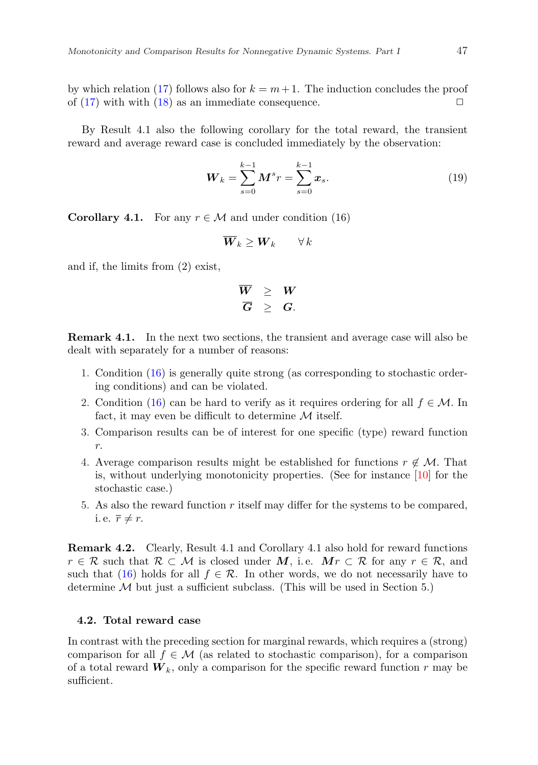by which relation (17) follows also for $k = m+1$. The induction concludes the proof of (17) with with (18) as an immediate consequence. □

By Result 4.1 also the following corollary for the total reward, the transient reward and average reward case is concluded immediately by the observation:

$$\boldsymbol{W}_k = \sum_{s=0}^{k-1} \boldsymbol{M}^s r = \sum_{s=0}^{k-1} \boldsymbol{x}_s. \tag{19}$$

**Corollary 4.1.** For any $r \in \mathcal{M}$ and under condition (16)

$$\overline{\boldsymbol{W}}_k \geq \boldsymbol{W}_k \qquad \forall\, k$$

and if, the limits from (2) exist,

$$\begin{array}{rcl} \overline{\boldsymbol{W}} & \geq & \boldsymbol{W} \\ \overline{\boldsymbol{G}} & \geq & \boldsymbol{G}. \end{array}$$

**Remark 4.1.** In the next two sections, the transient and average case will also be dealt with separately for a number of reasons:

1. Condition (16) is generally quite strong (as corresponding to stochastic ordering conditions) and can be violated.
2. Condition (16) can be hard to verify as it requires ordering for all $f \in \mathcal{M}$. In fact, it may even be difficult to determine $\mathcal{M}$ itself.
3. Comparison results can be of interest for one specific (type) reward function $r$.
4. Average comparison results might be established for functions $r \notin \mathcal{M}$. That is, without underlying monotonicity properties. (See for instance [10] for the stochastic case.)
5. As also the reward function $r$ itself may differ for the systems to be compared, i. e. $\overline{r} \neq r$.

**Remark 4.2.** Clearly, Result 4.1 and Corollary 4.1 also hold for reward functions $r \in \mathcal{R}$ such that $\mathcal{R} \subset \mathcal{M}$ is closed under $\boldsymbol{M}$, i. e. $\boldsymbol{M}r \subset \mathcal{R}$ for any $r \in \mathcal{R}$, and such that (16) holds for all $f \in \mathcal{R}$. In other words, we do not necessarily have to determine $\mathcal{M}$ but just a sufficient subclass. (This will be used in Section 5.)

### 4.2. Total reward case

In contrast with the preceding section for marginal rewards, which requires a (strong) comparison for all $f \in \mathcal{M}$ (as related to stochastic comparison), for a comparison of a total reward $\boldsymbol{W}_k$, only a comparison for the specific reward function $r$ may be sufficient.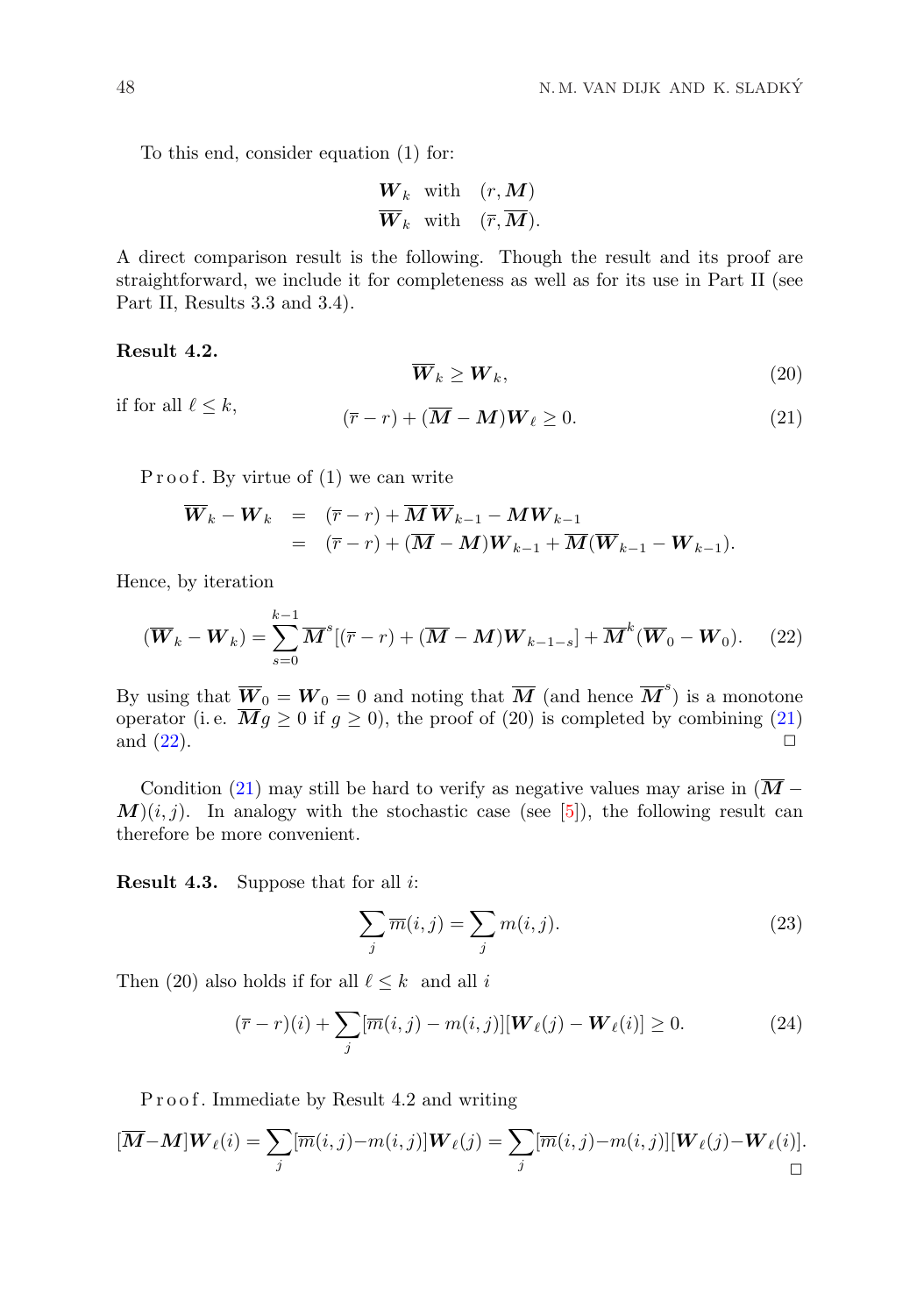To this end, consider equation (1) for:

$$\begin{array}{ll} \boldsymbol{W}_k & \text{with} \quad (r, \boldsymbol{M}) \\ \overline{\boldsymbol{W}}_k & \text{with} \quad (\overline{r}, \overline{\boldsymbol{M}}). \end{array}$$

A direct comparison result is the following. Though the result and its proof are straightforward, we include it for completeness as well as for its use in Part II (see Part II, Results 3.3 and 3.4).

**Result 4.2.**

$$\overline{\boldsymbol{W}}_k \geq \boldsymbol{W}_k, \tag{20}$$

if for all $\ell \leq k$,

$$(\overline{r} - r) + (\overline{\boldsymbol{M}} - \boldsymbol{M})\boldsymbol{W}_\ell \geq 0. \tag{21}$$

Proof. By virtue of (1) we can write

$$\begin{aligned} \overline{\boldsymbol{W}}_k - \boldsymbol{W}_k &= (\overline{r} - r) + \overline{\boldsymbol{M}}\,\overline{\boldsymbol{W}}_{k-1} - \boldsymbol{M}\boldsymbol{W}_{k-1} \\ &= (\overline{r} - r) + (\overline{\boldsymbol{M}} - \boldsymbol{M})\boldsymbol{W}_{k-1} + \overline{\boldsymbol{M}}(\overline{\boldsymbol{W}}_{k-1} - \boldsymbol{W}_{k-1}). \end{aligned}$$

Hence, by iteration

$$(\overline{\boldsymbol{W}}_k - \boldsymbol{W}_k) = \sum_{s=0}^{k-1} \overline{\boldsymbol{M}}^s[(\overline{r} - r) + (\overline{\boldsymbol{M}} - \boldsymbol{M})\boldsymbol{W}_{k-1-s}] + \overline{\boldsymbol{M}}^k(\overline{\boldsymbol{W}}_0 - \boldsymbol{W}_0). \tag{22}$$

By using that $\overline{\boldsymbol{W}}_0 = \boldsymbol{W}_0 = 0$ and noting that $\overline{\boldsymbol{M}}$ (and hence $\overline{\boldsymbol{M}}^s$) is a monotone operator (i.e. $\overline{\boldsymbol{M}}g \geq 0$ if $g \geq 0$), the proof of (20) is completed by combining (21) and (22). □

Condition (21) may still be hard to verify as negative values may arise in $(\overline{\boldsymbol{M}} - \boldsymbol{M})(i,j)$. In analogy with the stochastic case (see [5]), the following result can therefore be more convenient.

**Result 4.3.** Suppose that for all $i$:

$$\sum_j \overline{m}(i,j) = \sum_j m(i,j). \tag{23}$$

Then (20) also holds if for all $\ell \leq k$ and all $i$

$$(\overline{r} - r)(i) + \sum_j [\overline{m}(i,j) - m(i,j)][\boldsymbol{W}_\ell(j) - \boldsymbol{W}_\ell(i)] \geq 0. \tag{24}$$

Proof. Immediate by Result 4.2 and writing

$$[\overline{\boldsymbol{M}} - \boldsymbol{M}]\boldsymbol{W}_\ell(i) = \sum_j [\overline{m}(i,j) - m(i,j)]\boldsymbol{W}_\ell(j) = \sum_j [\overline{m}(i,j) - m(i,j)][\boldsymbol{W}_\ell(j) - \boldsymbol{W}_\ell(i)].$$

□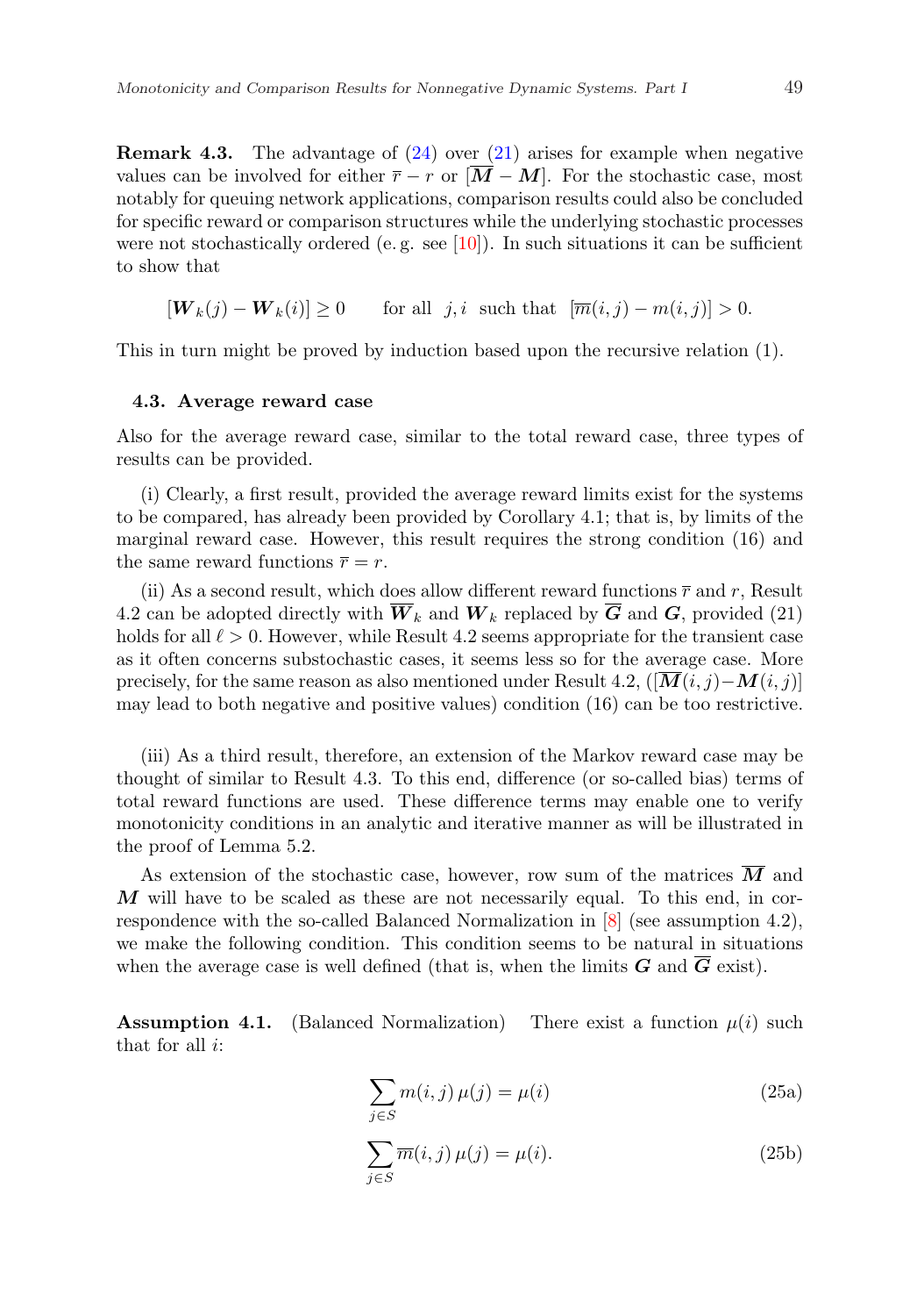**Remark 4.3.** The advantage of (24) over (21) arises for example when negative values can be involved for either $\overline{r} - r$ or $[\overline{\boldsymbol{M}} - \boldsymbol{M}]$. For the stochastic case, most notably for queuing network applications, comparison results could also be concluded for specific reward or comparison structures while the underlying stochastic processes were not stochastically ordered (e. g. see [10]). In such situations it can be sufficient to show that

$$[\boldsymbol{W}_k(j) - \boldsymbol{W}_k(i)] \geq 0 \qquad \text{for all } \; j, i \; \text{ such that } \; [\overline{m}(i,j) - m(i,j)] > 0.$$

This in turn might be proved by induction based upon the recursive relation (1).

### 4.3. Average reward case

Also for the average reward case, similar to the total reward case, three types of results can be provided.

(i) Clearly, a first result, provided the average reward limits exist for the systems to be compared, has already been provided by Corollary 4.1; that is, by limits of the marginal reward case. However, this result requires the strong condition (16) and the same reward functions $\overline{r} = r$.

(ii) As a second result, which does allow different reward functions $\overline{r}$ and $r$, Result 4.2 can be adopted directly with $\overline{\boldsymbol{W}}_k$ and $\boldsymbol{W}_k$ replaced by $\overline{\boldsymbol{G}}$ and $\boldsymbol{G}$, provided (21) holds for all $\ell > 0$. However, while Result 4.2 seems appropriate for the transient case as it often concerns substochastic cases, it seems less so for the average case. More precisely, for the same reason as also mentioned under Result 4.2, ($[\overline{\boldsymbol{M}}(i,j) - \boldsymbol{M}(i,j)]$ may lead to both negative and positive values) condition (16) can be too restrictive.

(iii) As a third result, therefore, an extension of the Markov reward case may be thought of similar to Result 4.3. To this end, difference (or so-called bias) terms of total reward functions are used. These difference terms may enable one to verify monotonicity conditions in an analytic and iterative manner as will be illustrated in the proof of Lemma 5.2.

As extension of the stochastic case, however, row sum of the matrices $\overline{\boldsymbol{M}}$ and $\boldsymbol{M}$ will have to be scaled as these are not necessarily equal. To this end, in correspondence with the so-called Balanced Normalization in [8] (see assumption 4.2), we make the following condition. This condition seems to be natural in situations when the average case is well defined (that is, when the limits $\boldsymbol{G}$ and $\overline{\boldsymbol{G}}$ exist).

**Assumption 4.1.** (Balanced Normalization) There exist a function $\mu(i)$ such that for all $i$:

$$\sum_{j \in S} m(i,j)\, \mu(j) = \mu(i) \tag{25a}$$

$$\sum_{j \in S} \overline{m}(i,j)\, \mu(j) = \mu(i). \tag{25b}$$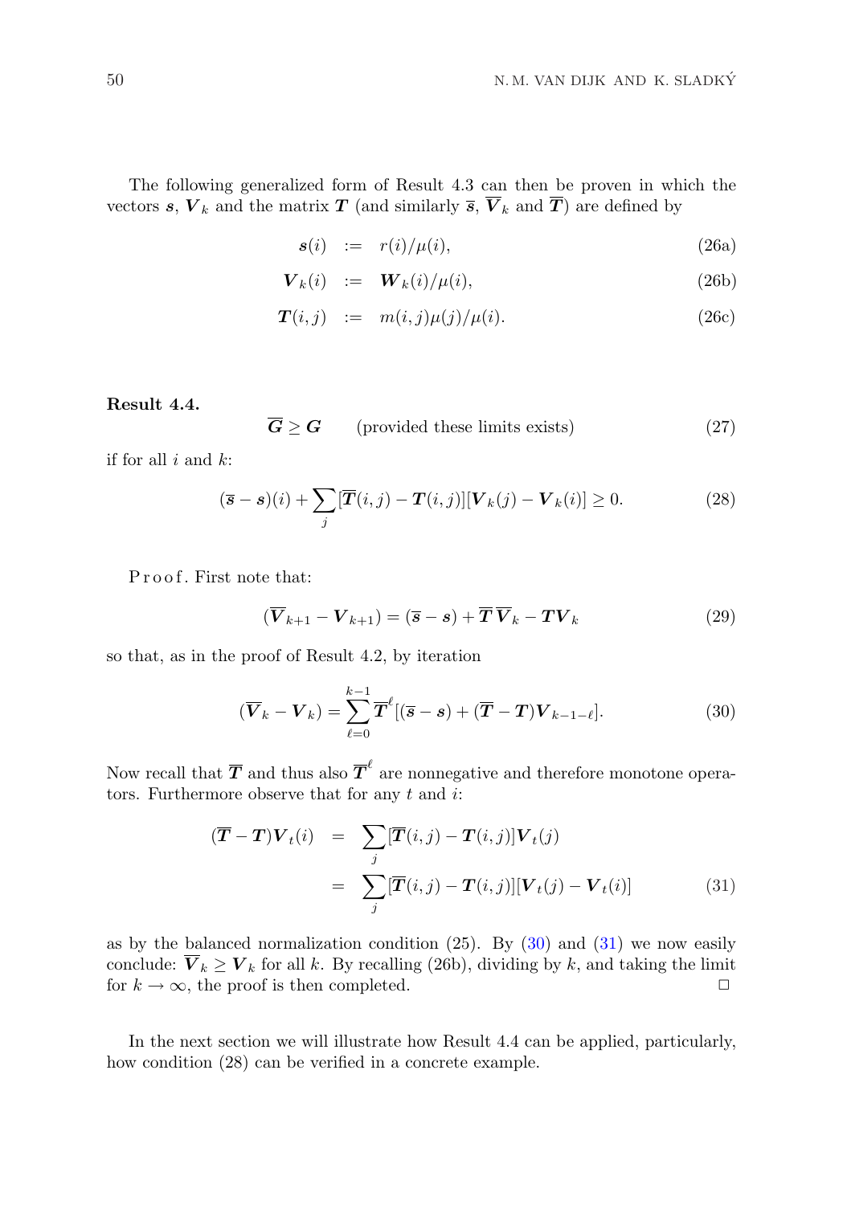The following generalized form of Result 4.3 can then be proven in which the vectors $\boldsymbol{s}$, $\boldsymbol{V}_k$ and the matrix $\boldsymbol{T}$ (and similarly $\overline{\boldsymbol{s}}$, $\overline{\boldsymbol{V}}_k$ and $\overline{\boldsymbol{T}}$) are defined by

$$\boldsymbol{s}(i) \;:=\; r(i)/\mu(i), \tag{26a}$$

$$\boldsymbol{V}_k(i) \;:=\; \boldsymbol{W}_k(i)/\mu(i), \tag{26b}$$

$$\boldsymbol{T}(i,j) \;:=\; m(i,j)\mu(j)/\mu(i). \tag{26c}$$

**Result 4.4.**

$$\overline{\boldsymbol{G}} \geq \boldsymbol{G} \qquad \text{(provided these limits exists)} \tag{27}$$

if for all $i$ and $k$:

$$(\overline{\boldsymbol{s}} - \boldsymbol{s})(i) + \sum_j [\overline{\boldsymbol{T}}(i,j) - \boldsymbol{T}(i,j)][\boldsymbol{V}_k(j) - \boldsymbol{V}_k(i)] \geq 0. \tag{28}$$

Proof. First note that:

$$(\overline{\boldsymbol{V}}_{k+1} - \boldsymbol{V}_{k+1}) = (\overline{\boldsymbol{s}} - \boldsymbol{s}) + \overline{\boldsymbol{T}}\,\overline{\boldsymbol{V}}_k - \boldsymbol{T}\boldsymbol{V}_k \tag{29}$$

so that, as in the proof of Result 4.2, by iteration

$$(\overline{\boldsymbol{V}}_k - \boldsymbol{V}_k) = \sum_{\ell=0}^{k-1} \overline{\boldsymbol{T}}^{\ell}[(\overline{\boldsymbol{s}} - \boldsymbol{s}) + (\overline{\boldsymbol{T}} - \boldsymbol{T})\boldsymbol{V}_{k-1-\ell}]. \tag{30}$$

Now recall that $\overline{\boldsymbol{T}}$ and thus also $\overline{\boldsymbol{T}}^{\ell}$ are nonnegative and therefore monotone operators. Furthermore observe that for any $t$ and $i$:

$$\begin{aligned} (\overline{\boldsymbol{T}} - \boldsymbol{T})\boldsymbol{V}_t(i) &= \sum_j [\overline{\boldsymbol{T}}(i,j) - \boldsymbol{T}(i,j)]\boldsymbol{V}_t(j) \\ &= \sum_j [\overline{\boldsymbol{T}}(i,j) - \boldsymbol{T}(i,j)][\boldsymbol{V}_t(j) - \boldsymbol{V}_t(i)] \end{aligned} \tag{31}$$

as by the balanced normalization condition (25). By (30) and (31) we now easily conclude: $\overline{\boldsymbol{V}}_k \geq \boldsymbol{V}_k$ for all $k$. By recalling (26b), dividing by $k$, and taking the limit for $k \to \infty$, the proof is then completed. □

In the next section we will illustrate how Result 4.4 can be applied, particularly, how condition (28) can be verified in a concrete example.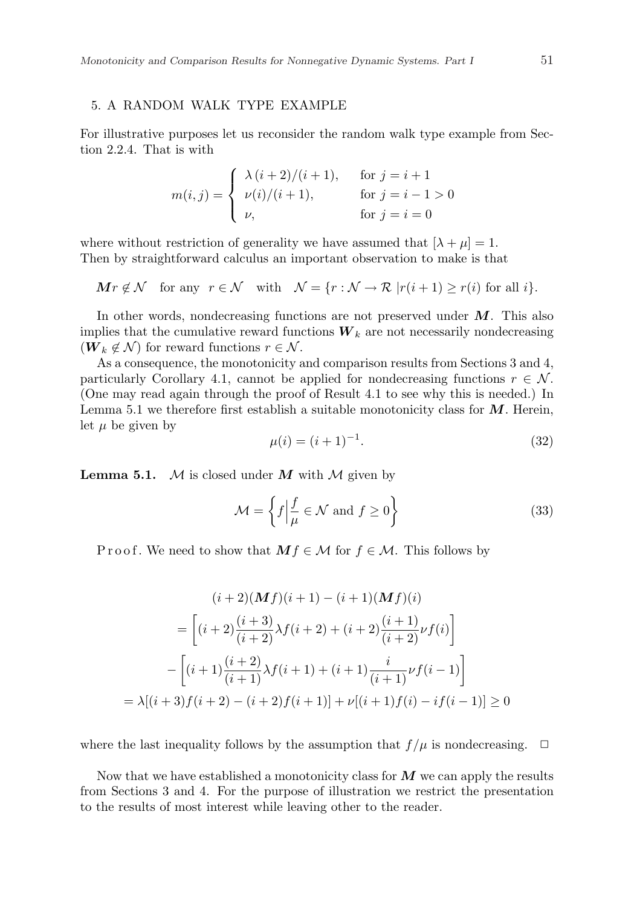## 5. A RANDOM WALK TYPE EXAMPLE

For illustrative purposes let us reconsider the random walk type example from Section 2.2.4. That is with

$$m(i,j) = \begin{cases} \lambda\,(i+2)/(i+1), & \text{for } j = i+1 \\ \nu(i)/(i+1), & \text{for } j = i-1 > 0 \\ \nu, & \text{for } j = i = 0 \end{cases}$$

where without restriction of generality we have assumed that $[\lambda + \mu] = 1$.
Then by straightforward calculus an important observation to make is that

$$\boldsymbol{M}r \notin \mathcal{N} \quad \text{for any} \quad r \in \mathcal{N} \quad \text{with} \quad \mathcal{N} = \{r : \mathcal{N} \to \mathcal{R} \;|r(i+1) \geq r(i) \text{ for all } i\}.$$

In other words, nondecreasing functions are not preserved under $\boldsymbol{M}$. This also implies that the cumulative reward functions $\boldsymbol{W}_k$ are not necessarily nondecreasing ($\boldsymbol{W}_k \notin \mathcal{N}$) for reward functions $r \in \mathcal{N}$.

As a consequence, the monotonicity and comparison results from Sections 3 and 4, particularly Corollary 4.1, cannot be applied for nondecreasing functions $r \in \mathcal{N}$. (One may read again through the proof of Result 4.1 to see why this is needed.) In Lemma 5.1 we therefore first establish a suitable monotonicity class for $\boldsymbol{M}$. Herein, let $\mu$ be given by

$$\mu(i) = (i+1)^{-1}. \tag{32}$$

**Lemma 5.1.** $\mathcal{M}$ is closed under $\boldsymbol{M}$ with $\mathcal{M}$ given by

$$\mathcal{M} = \left\{ f \Big| \frac{f}{\mu} \in \mathcal{N} \text{ and } f \geq 0 \right\} \tag{33}$$

Proof. We need to show that $\boldsymbol{M}f \in \mathcal{M}$ for $f \in \mathcal{M}$. This follows by

$$\begin{aligned}
&(i+2)(\boldsymbol{M}f)(i+1) - (i+1)(\boldsymbol{M}f)(i) \\
&= \left[ (i+2)\frac{(i+3)}{(i+2)}\lambda f(i+2) + (i+2)\frac{(i+1)}{(i+2)}\nu f(i) \right] \\
&- \left[ (i+1)\frac{(i+2)}{(i+1)}\lambda f(i+1) + (i+1)\frac{i}{(i+1)}\nu f(i-1) \right] \\
&= \lambda[(i+3)f(i+2) - (i+2)f(i+1)] + \nu[(i+1)f(i) - if(i-1)] \geq 0
\end{aligned}$$

where the last inequality follows by the assumption that $f/\mu$ is nondecreasing. $\square$

Now that we have established a monotonicity class for $\boldsymbol{M}$ we can apply the results from Sections 3 and 4. For the purpose of illustration we restrict the presentation to the results of most interest while leaving other to the reader.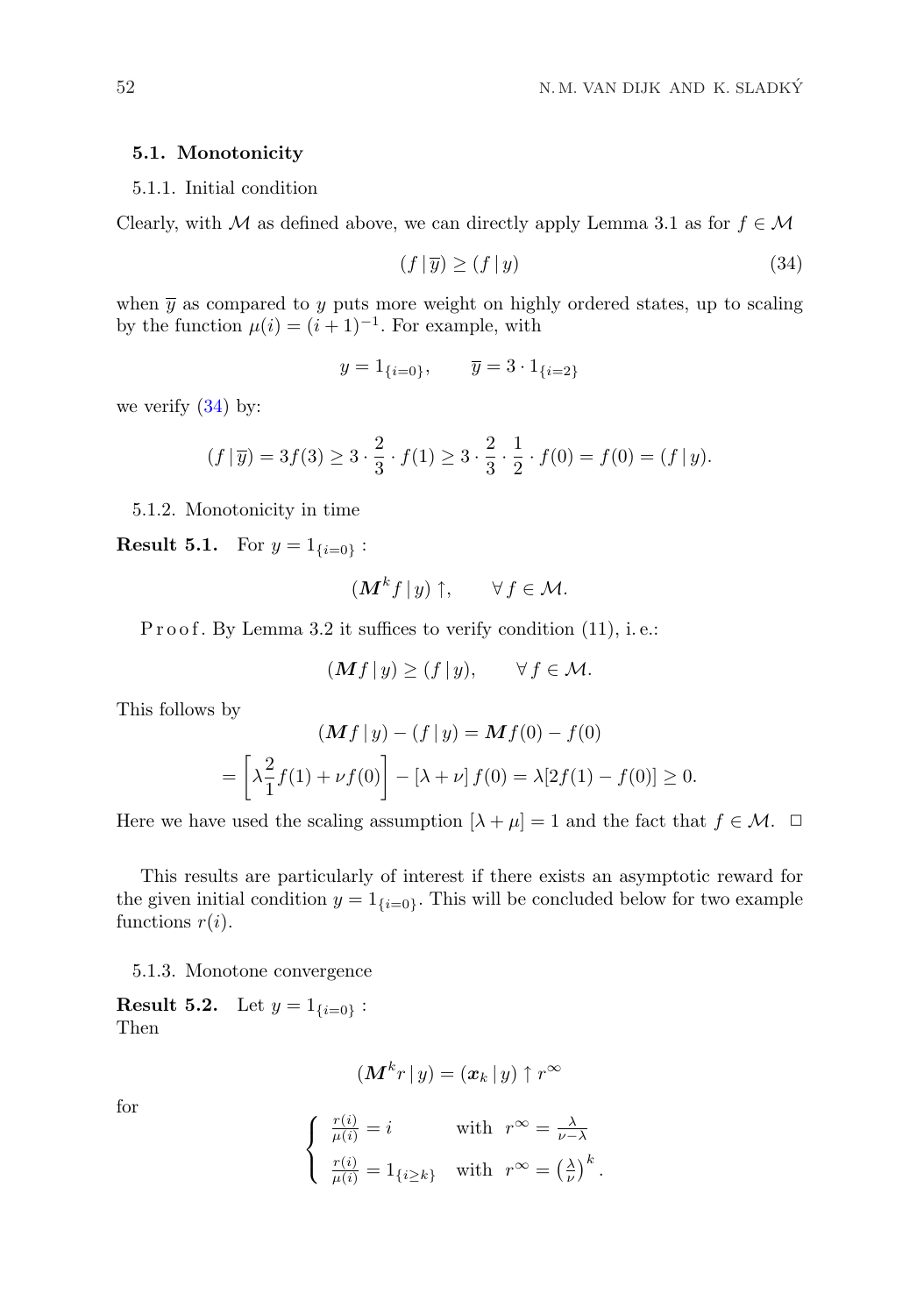### 5.1. Monotonicity

5.1.1. Initial condition

Clearly, with $\mathcal{M}$ as defined above, we can directly apply Lemma 3.1 as for $f \in \mathcal{M}$

$$(f \,|\, \overline{y}) \geq (f \,|\, y) \tag{34}$$

when $\overline{y}$ as compared to $y$ puts more weight on highly ordered states, up to scaling by the function $\mu(i) = (i+1)^{-1}$. For example, with

$$y = 1_{\{i=0\}}, \qquad \overline{y} = 3 \cdot 1_{\{i=2\}}$$

we verify (34) by:

$$(f \,|\, \overline{y}) = 3f(3) \geq 3 \cdot \frac{2}{3} \cdot f(1) \geq 3 \cdot \frac{2}{3} \cdot \frac{1}{2} \cdot f(0) = f(0) = (f \,|\, y).$$

5.1.2. Monotonicity in time

**Result 5.1.** For $y = 1_{\{i=0\}}$ :

$$(\boldsymbol{M}^k f \,|\, y) \uparrow, \qquad \forall\, f \in \mathcal{M}.$$

P r o o f. By Lemma 3.2 it suffices to verify condition (11), i. e.:

$$(\boldsymbol{M} f \,|\, y) \geq (f \,|\, y), \qquad \forall\, f \in \mathcal{M}.$$

This follows by

$$(\boldsymbol{M} f \,|\, y) - (f \,|\, y) = \boldsymbol{M} f(0) - f(0)$$

$$= \left[\lambda \frac{2}{1} f(1) + \nu f(0)\right] - [\lambda + \nu]\, f(0) = \lambda[2f(1) - f(0)] \geq 0.$$

Here we have used the scaling assumption $[\lambda + \mu] = 1$ and the fact that $f \in \mathcal{M}$. $\square$

This results are particularly of interest if there exists an asymptotic reward for the given initial condition $y = 1_{\{i=0\}}$. This will be concluded below for two example functions $r(i)$.

5.1.3. Monotone convergence

**Result 5.2.** Let $y = 1_{\{i=0\}}$ :
Then

$$(\boldsymbol{M}^k r \,|\, y) = (\boldsymbol{x}_k \,|\, y) \uparrow r^{\infty}$$

for

$$\begin{cases} \frac{r(i)}{\mu(i)} = i & \text{with } \; r^{\infty} = \frac{\lambda}{\nu - \lambda} \\ \frac{r(i)}{\mu(i)} = 1_{\{i \geq k\}} & \text{with } \; r^{\infty} = \left(\frac{\lambda}{\nu}\right)^k. \end{cases}$$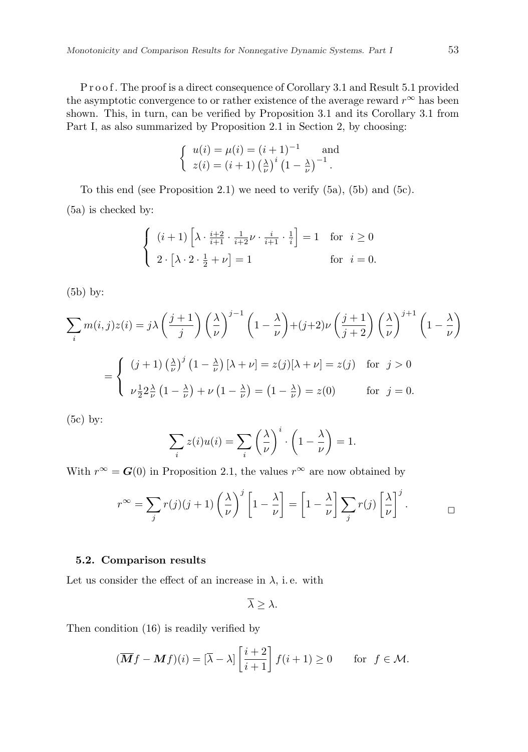P r o o f . The proof is a direct consequence of Corollary 3.1 and Result 5.1 provided the asymptotic convergence to or rather existence of the average reward $r^\infty$ has been shown. This, in turn, can be verified by Proposition 3.1 and its Corollary 3.1 from Part I, as also summarized by Proposition 2.1 in Section 2, by choosing:

$$\begin{cases} u(i) = \mu(i) = (i+1)^{-1} \quad \text{and} \\ z(i) = (i+1)\left(\frac{\lambda}{\nu}\right)^i \left(1-\frac{\lambda}{\nu}\right)^{-1}. \end{cases}$$

To this end (see Proposition 2.1) we need to verify (5a), (5b) and (5c).

(5a) is checked by:

$$\begin{cases} (i+1)\left[\lambda \cdot \frac{i+2}{i+1} \cdot \frac{1}{i+2}\nu \cdot \frac{i}{i+1} \cdot \frac{1}{i}\right] = 1 & \text{for } i \geq 0 \\ 2 \cdot \left[\lambda \cdot 2 \cdot \frac{1}{2} + \nu\right] = 1 & \text{for } i = 0. \end{cases}$$

(5b) by:

$$\sum_i m(i,j)z(i) = j\lambda\left(\frac{j+1}{j}\right)\left(\frac{\lambda}{\nu}\right)^{j-1}\left(1-\frac{\lambda}{\nu}\right) + (j+2)\nu\left(\frac{j+1}{j+2}\right)\left(\frac{\lambda}{\nu}\right)^{j+1}\left(1-\frac{\lambda}{\nu}\right)$$

$$= \begin{cases} (j+1)\left(\frac{\lambda}{\nu}\right)^j \left(1-\frac{\lambda}{\nu}\right)[\lambda+\nu] = z(j)[\lambda+\nu] = z(j) & \text{for } j > 0 \\ \nu\frac{1}{2}2\frac{\lambda}{\nu}\left(1-\frac{\lambda}{\nu}\right) + \nu\left(1-\frac{\lambda}{\nu}\right) = \left(1-\frac{\lambda}{\nu}\right) = z(0) & \text{for } j = 0. \end{cases}$$

(5c) by:

$$\sum_i z(i)u(i) = \sum_i \left(\frac{\lambda}{\nu}\right)^i \cdot \left(1-\frac{\lambda}{\nu}\right) = 1.$$

With $r^\infty = \boldsymbol{G}(0)$ in Proposition 2.1, the values $r^\infty$ are now obtained by

$$r^\infty = \sum_j r(j)(j+1)\left(\frac{\lambda}{\nu}\right)^j \left[1-\frac{\lambda}{\nu}\right] = \left[1-\frac{\lambda}{\nu}\right]\sum_j r(j)\left[\frac{\lambda}{\nu}\right]^j. \qquad \square$$

### 5.2. Comparison results

Let us consider the effect of an increase in $\lambda$, i. e. with

$$\overline{\lambda} \geq \lambda.$$

Then condition (16) is readily verified by

$$(\overline{\boldsymbol{M}}f - \boldsymbol{M}f)(i) = [\overline{\lambda} - \lambda]\left[\frac{i+2}{i+1}\right]f(i+1) \geq 0 \qquad \text{for } f \in \mathcal{M}.$$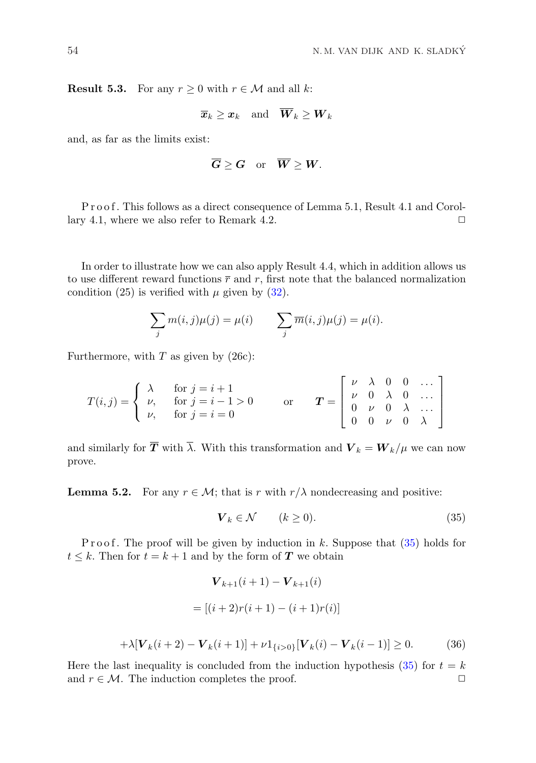**Result 5.3.** For any $r \geq 0$ with $r \in \mathcal{M}$ and all $k$:

$$\overline{\boldsymbol{x}}_k \geq \boldsymbol{x}_k \quad \text{and} \quad \overline{\boldsymbol{W}}_k \geq \boldsymbol{W}_k$$

and, as far as the limits exist:

$$\overline{\boldsymbol{G}} \geq \boldsymbol{G} \quad \text{or} \quad \overline{\boldsymbol{W}} \geq \boldsymbol{W}.$$

Proof. This follows as a direct consequence of Lemma 5.1, Result 4.1 and Corollary 4.1, where we also refer to Remark 4.2. □

In order to illustrate how we can also apply Result 4.4, which in addition allows us to use different reward functions $\overline{r}$ and $r$, first note that the balanced normalization condition (25) is verified with $\mu$ given by (32).

$$\sum_j m(i,j)\mu(j) = \mu(i) \qquad \sum_j \overline{m}(i,j)\mu(j) = \mu(i).$$

Furthermore, with $T$ as given by (26c):

$$T(i,j) = \begin{cases} \lambda & \text{for } j = i+1 \\ \nu, & \text{for } j = i-1 > 0 \\ \nu, & \text{for } j = i = 0 \end{cases} \qquad \text{or} \qquad \boldsymbol{T} = \begin{bmatrix} \nu & \lambda & 0 & 0 & \dots \\ \nu & 0 & \lambda & 0 & \dots \\ 0 & \nu & 0 & \lambda & \dots \\ 0 & 0 & \nu & 0 & \lambda \end{bmatrix}$$

and similarly for $\overline{\boldsymbol{T}}$ with $\overline{\lambda}$. With this transformation and $\boldsymbol{V}_k = \boldsymbol{W}_k/\mu$ we can now prove.

**Lemma 5.2.** For any $r \in \mathcal{M}$; that is $r$ with $r/\lambda$ nondecreasing and positive:

$$\boldsymbol{V}_k \in \mathcal{N} \qquad (k \geq 0). \tag{35}$$

Proof. The proof will be given by induction in $k$. Suppose that (35) holds for $t \leq k$. Then for $t = k+1$ and by the form of $\boldsymbol{T}$ we obtain

$$\boldsymbol{V}_{k+1}(i+1) - \boldsymbol{V}_{k+1}(i)$$

$$= [(i+2)r(i+1) - (i+1)r(i)]$$

$$+\lambda[\boldsymbol{V}_k(i+2) - \boldsymbol{V}_k(i+1)] + \nu 1_{\{i>0\}}[\boldsymbol{V}_k(i) - \boldsymbol{V}_k(i-1)] \geq 0. \tag{36}$$

Here the last inequality is concluded from the induction hypothesis (35) for $t = k$ and $r \in \mathcal{M}$. The induction completes the proof. □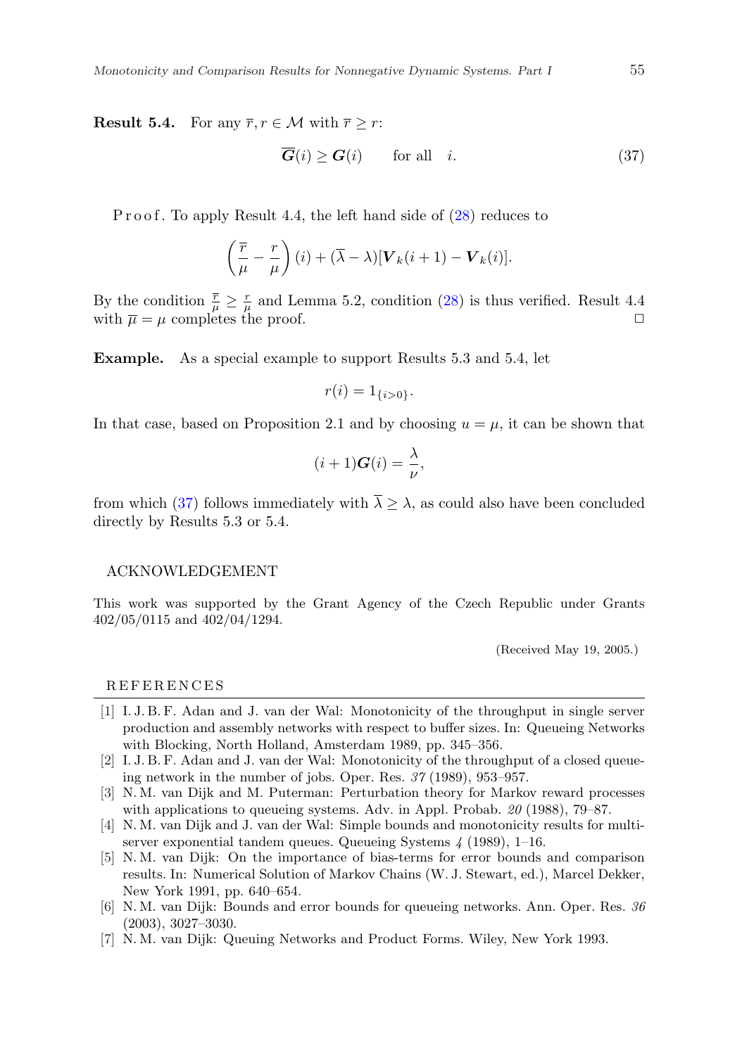**Result 5.4.** For any $\overline{r}, r \in \mathcal{M}$ with $\overline{r} \geq r$:

$$\overline{\boldsymbol{G}}(i) \geq \boldsymbol{G}(i) \qquad \text{for all} \quad i. \tag{37}$$

Proof. To apply Result 4.4, the left hand side of (28) reduces to

$$\left(\frac{\overline{r}}{\mu} - \frac{r}{\mu}\right)(i) + (\overline{\lambda} - \lambda)[\boldsymbol{V}_k(i+1) - \boldsymbol{V}_k(i)].$$

By the condition $\frac{\overline{r}}{\mu} \geq \frac{r}{\mu}$ and Lemma 5.2, condition (28) is thus verified. Result 4.4 with $\overline{\mu} = \mu$ completes the proof. □

**Example.** As a special example to support Results 5.3 and 5.4, let

$$r(i) = 1_{\{i>0\}}.$$

In that case, based on Proposition 2.1 and by choosing $u = \mu$, it can be shown that

$$(i+1)\boldsymbol{G}(i) = \frac{\lambda}{\nu},$$

from which (37) follows immediately with $\overline{\lambda} \geq \lambda$, as could also have been concluded directly by Results 5.3 or 5.4.

## ACKNOWLEDGEMENT

This work was supported by the Grant Agency of the Czech Republic under Grants 402/05/0115 and 402/04/1294.

(Received May 19, 2005.)

## REFERENCES

[1] I. J. B. F. Adan and J. van der Wal: Monotonicity of the throughput in single server production and assembly networks with respect to buffer sizes. In: Queueing Networks with Blocking, North Holland, Amsterdam 1989, pp. 345–356.

[2] I. J. B. F. Adan and J. van der Wal: Monotonicity of the throughput of a closed queueing network in the number of jobs. Oper. Res. *37* (1989), 953–957.

[3] N. M. van Dijk and M. Puterman: Perturbation theory for Markov reward processes with applications to queueing systems. Adv. in Appl. Probab. *20* (1988), 79–87.

[4] N. M. van Dijk and J. van der Wal: Simple bounds and monotonicity results for multiserver exponential tandem queues. Queueing Systems *4* (1989), 1–16.

[5] N. M. van Dijk: On the importance of bias-terms for error bounds and comparison results. In: Numerical Solution of Markov Chains (W. J. Stewart, ed.), Marcel Dekker, New York 1991, pp. 640–654.

[6] N. M. van Dijk: Bounds and error bounds for queueing networks. Ann. Oper. Res. *36* (2003), 3027–3030.

[7] N. M. van Dijk: Queuing Networks and Product Forms. Wiley, New York 1993.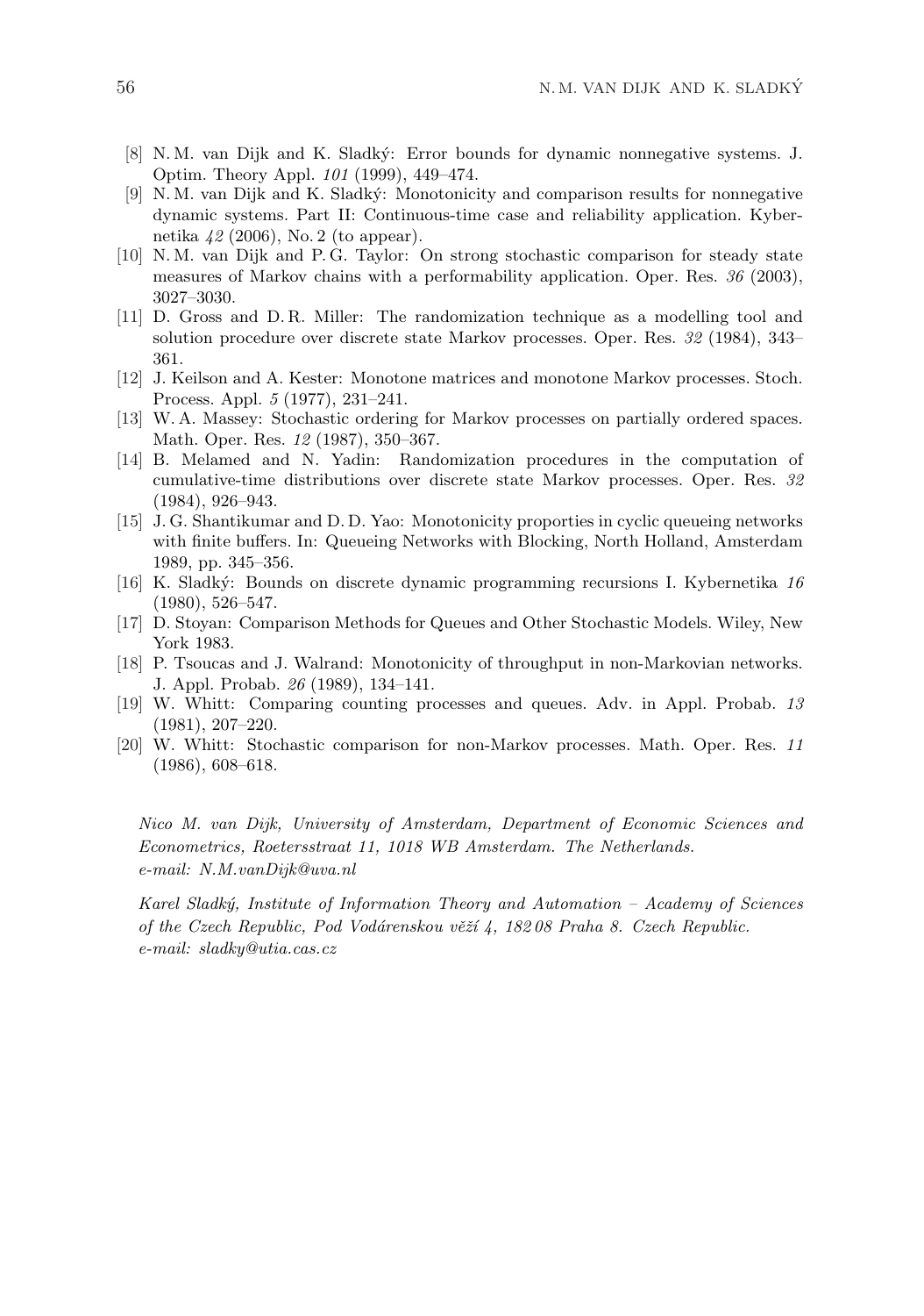[8] N. M. van Dijk and K. Sladký: Error bounds for dynamic nonnegative systems. J. Optim. Theory Appl. *101* (1999), 449–474.

[9] N. M. van Dijk and K. Sladký: Monotonicity and comparison results for nonnegative dynamic systems. Part II: Continuous-time case and reliability application. Kybernetika *42* (2006), No. 2 (to appear).

[10] N. M. van Dijk and P. G. Taylor: On strong stochastic comparison for steady state measures of Markov chains with a performability application. Oper. Res. *36* (2003), 3027–3030.

[11] D. Gross and D. R. Miller: The randomization technique as a modelling tool and solution procedure over discrete state Markov processes. Oper. Res. *32* (1984), 343–361.

[12] J. Keilson and A. Kester: Monotone matrices and monotone Markov processes. Stoch. Process. Appl. *5* (1977), 231–241.

[13] W. A. Massey: Stochastic ordering for Markov processes on partially ordered spaces. Math. Oper. Res. *12* (1987), 350–367.

[14] B. Melamed and N. Yadin: Randomization procedures in the computation of cumulative-time distributions over discrete state Markov processes. Oper. Res. *32* (1984), 926–943.

[15] J. G. Shantikumar and D. D. Yao: Monotonicity proporties in cyclic queueing networks with finite buffers. In: Queueing Networks with Blocking, North Holland, Amsterdam 1989, pp. 345–356.

[16] K. Sladký: Bounds on discrete dynamic programming recursions I. Kybernetika *16* (1980), 526–547.

[17] D. Stoyan: Comparison Methods for Queues and Other Stochastic Models. Wiley, New York 1983.

[18] P. Tsoucas and J. Walrand: Monotonicity of throughput in non-Markovian networks. J. Appl. Probab. *26* (1989), 134–141.

[19] W. Whitt: Comparing counting processes and queues. Adv. in Appl. Probab. *13* (1981), 207–220.

[20] W. Whitt: Stochastic comparison for non-Markov processes. Math. Oper. Res. *11* (1986), 608–618.

*Nico M. van Dijk, University of Amsterdam, Department of Economic Sciences and Econometrics, Roetersstraat 11, 1018 WB Amsterdam. The Netherlands.*
*e-mail: N.M.vanDijk@uva.nl*

*Karel Sladký, Institute of Information Theory and Automation – Academy of Sciences of the Czech Republic, Pod Vodárenskou věží 4, 182 08 Praha 8. Czech Republic.*
*e-mail: sladky@utia.cas.cz*